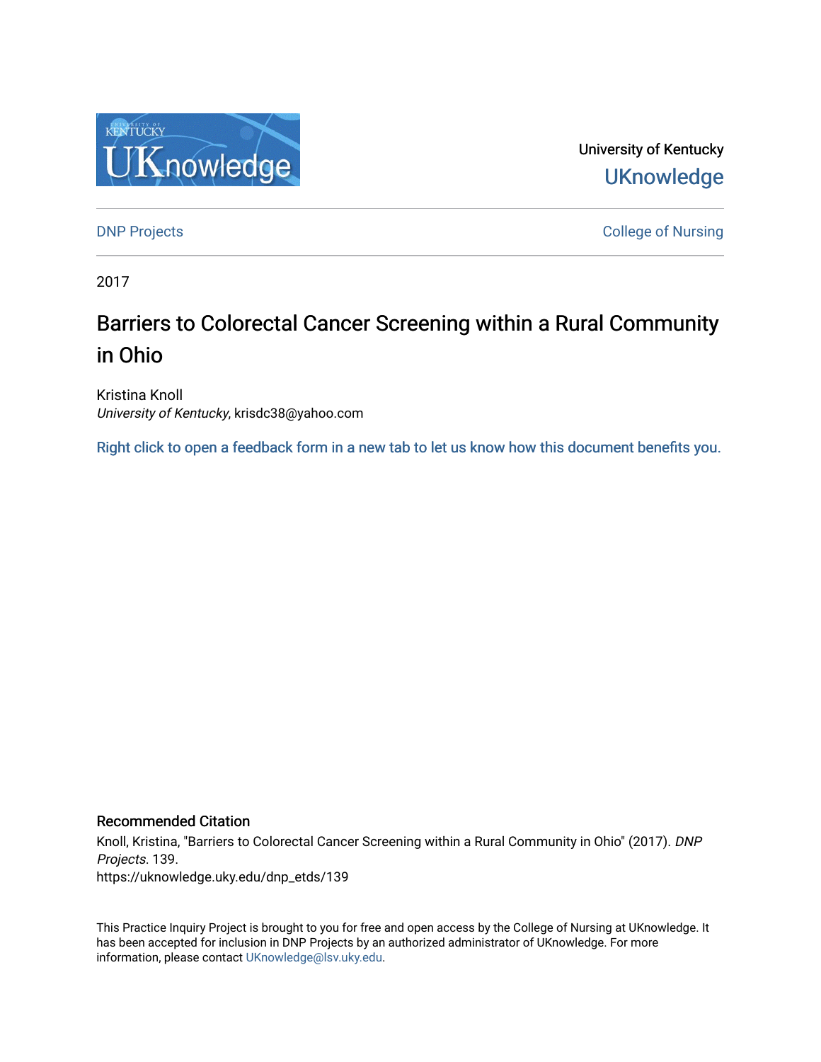University of Kentucky

UKnowledge

DNP Projects

College of Nursing

2017

# Barriers to Colorectal Cancer Screening within a Rural Community in Ohio

Kristina Knoll
*University of Kentucky*, krisdc38@yahoo.com

Right click to open a feedback form in a new tab to let us know how this document benefits you.

## Recommended Citation

Knoll, Kristina, "Barriers to Colorectal Cancer Screening within a Rural Community in Ohio" (2017). *DNP Projects*. 139.
https://uknowledge.uky.edu/dnp_etds/139

This Practice Inquiry Project is brought to you for free and open access by the College of Nursing at UKnowledge. It has been accepted for inclusion in DNP Projects by an authorized administrator of UKnowledge. For more information, please contact UKnowledge@lsv.uky.edu.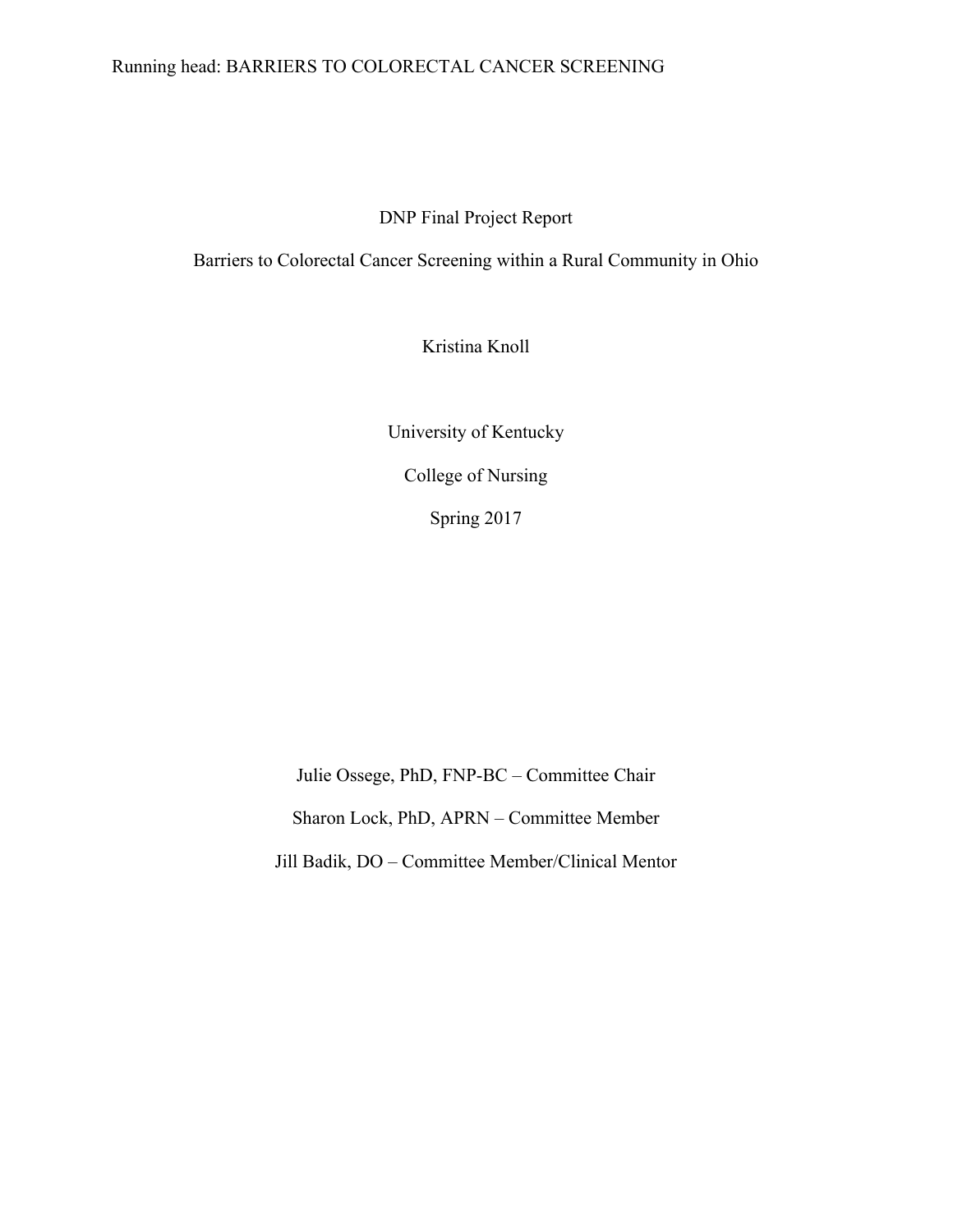DNP Final Project Report

Barriers to Colorectal Cancer Screening within a Rural Community in Ohio

Kristina Knoll

University of Kentucky

College of Nursing

Spring 2017

Julie Ossege, PhD, FNP-BC – Committee Chair

Sharon Lock, PhD, APRN – Committee Member

Jill Badik, DO – Committee Member/Clinical Mentor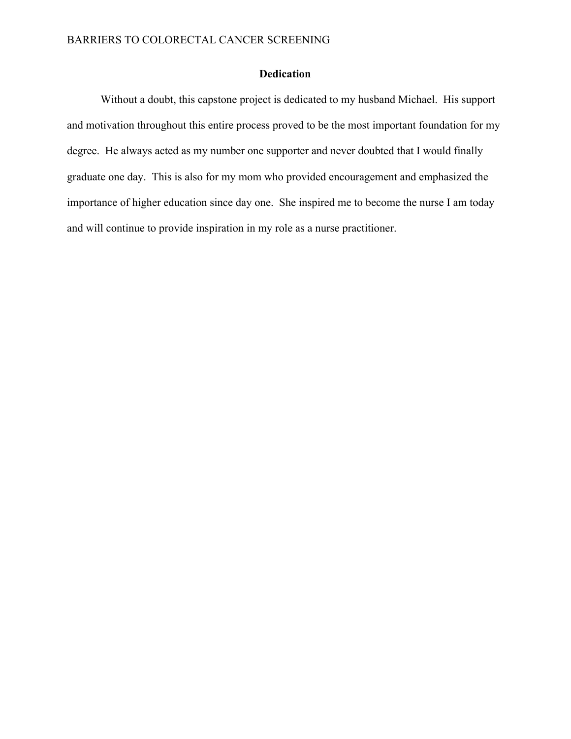## Dedication

Without a doubt, this capstone project is dedicated to my husband Michael. His support and motivation throughout this entire process proved to be the most important foundation for my degree. He always acted as my number one supporter and never doubted that I would finally graduate one day. This is also for my mom who provided encouragement and emphasized the importance of higher education since day one. She inspired me to become the nurse I am today and will continue to provide inspiration in my role as a nurse practitioner.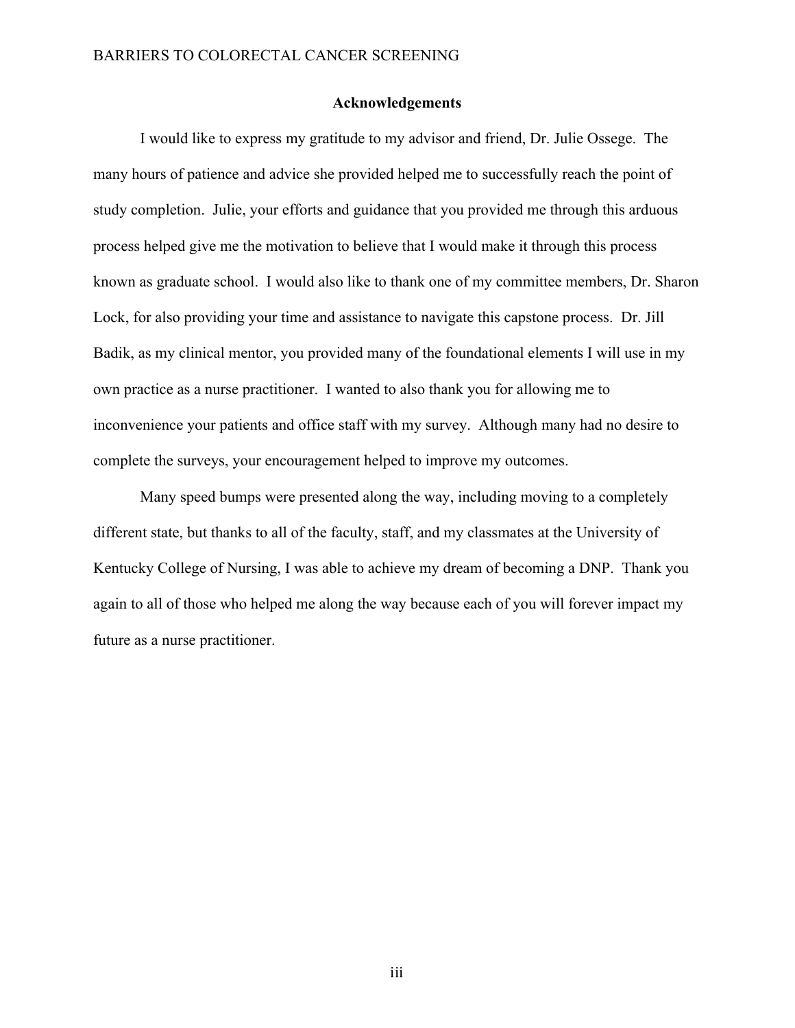## Acknowledgements

I would like to express my gratitude to my advisor and friend, Dr. Julie Ossege. The many hours of patience and advice she provided helped me to successfully reach the point of study completion. Julie, your efforts and guidance that you provided me through this arduous process helped give me the motivation to believe that I would make it through this process known as graduate school. I would also like to thank one of my committee members, Dr. Sharon Lock, for also providing your time and assistance to navigate this capstone process. Dr. Jill Badik, as my clinical mentor, you provided many of the foundational elements I will use in my own practice as a nurse practitioner. I wanted to also thank you for allowing me to inconvenience your patients and office staff with my survey. Although many had no desire to complete the surveys, your encouragement helped to improve my outcomes.

Many speed bumps were presented along the way, including moving to a completely different state, but thanks to all of the faculty, staff, and my classmates at the University of Kentucky College of Nursing, I was able to achieve my dream of becoming a DNP. Thank you again to all of those who helped me along the way because each of you will forever impact my future as a nurse practitioner.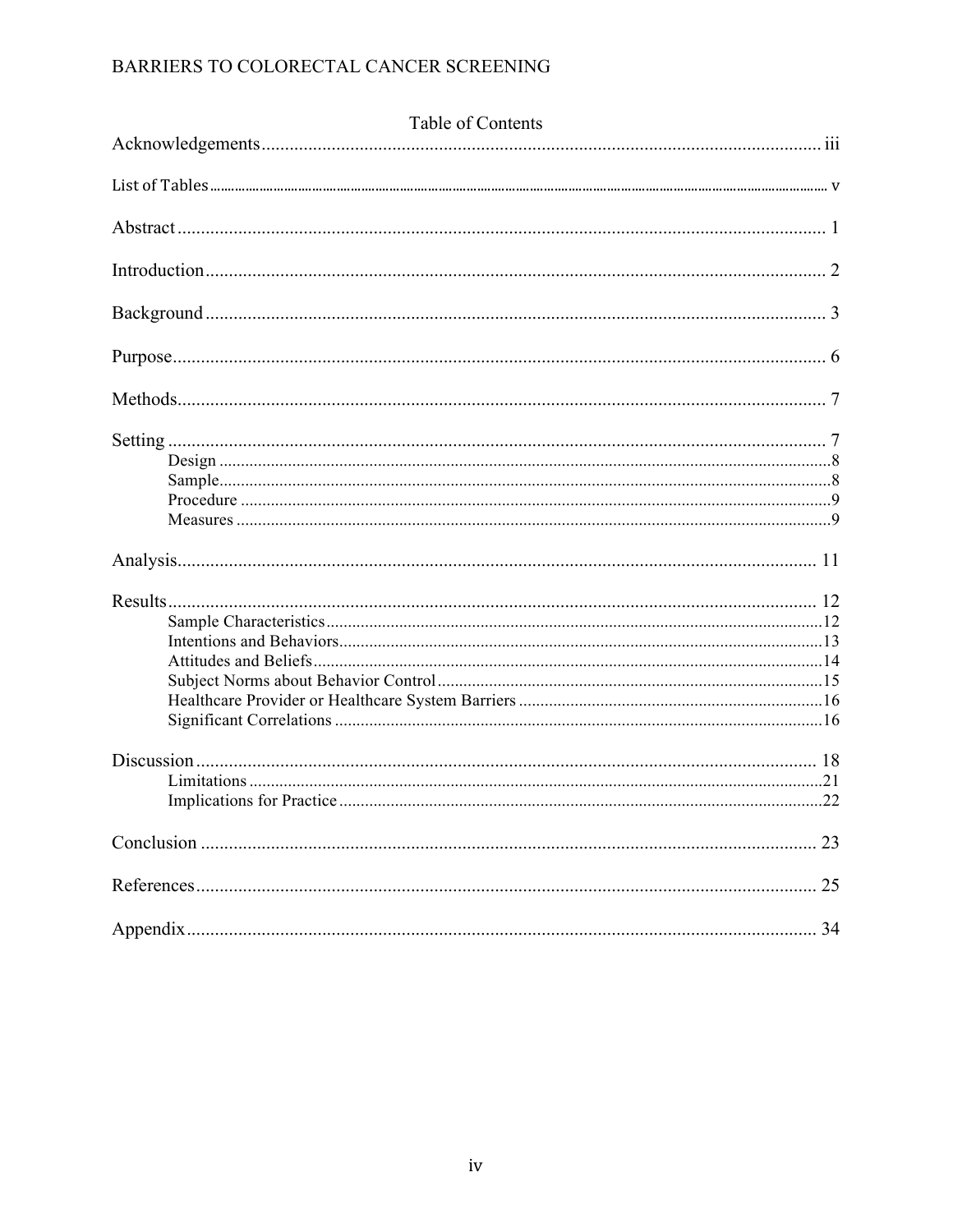## Table of Contents

Acknowledgements .......... iii

List of Tables .......... v

Abstract .......... 1

Introduction .......... 2

Background .......... 3

Purpose .......... 6

Methods .......... 7

Setting .......... 7
- Design .......... 8
- Sample .......... 8
- Procedure .......... 9
- Measures .......... 9

Analysis .......... 11

Results .......... 12
- Sample Characteristics .......... 12
- Intentions and Behaviors .......... 13
- Attitudes and Beliefs .......... 14
- Subject Norms about Behavior Control .......... 15
- Healthcare Provider or Healthcare System Barriers .......... 16
- Significant Correlations .......... 16

Discussion .......... 18
- Limitations .......... 21
- Implications for Practice .......... 22

Conclusion .......... 23

References .......... 25

Appendix .......... 34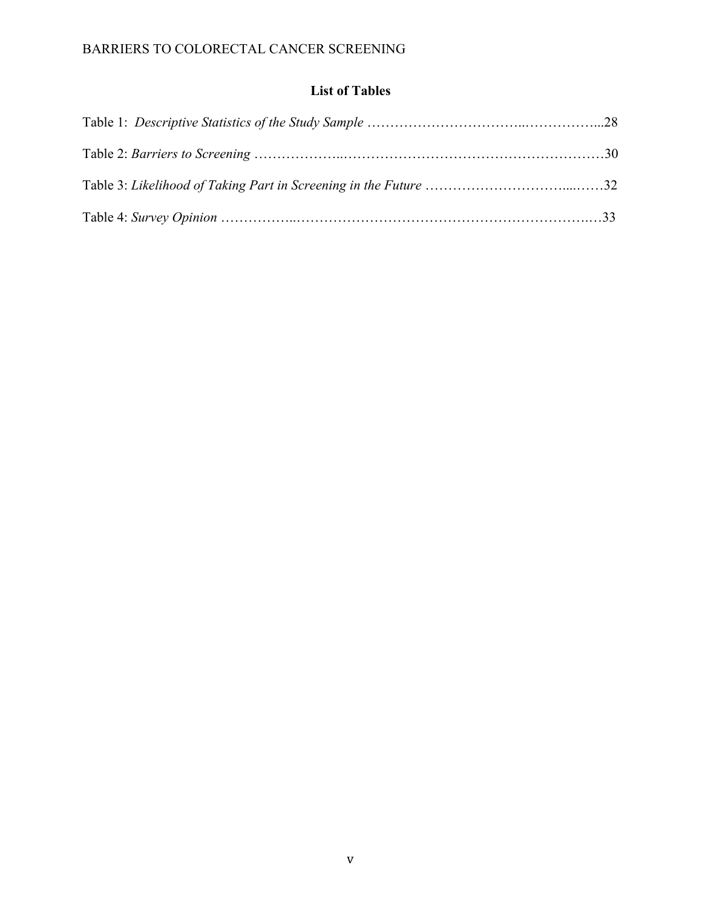## List of Tables

Table 1: *Descriptive Statistics of the Study Sample* ……………………………..……………...28

Table 2: *Barriers to Screening* ………………..…………………………………………………30

Table 3: *Likelihood of Taking Part in Screening in the Future* …………………………....……32

Table 4: *Survey Opinion* ……………..…………………………….……………….……….…33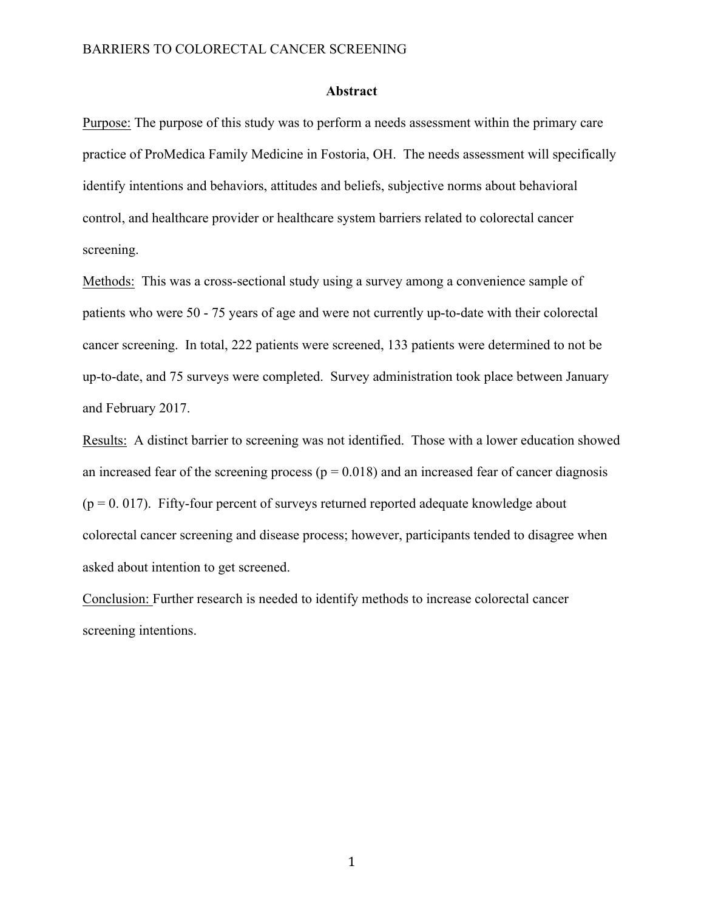## Abstract

Purpose: The purpose of this study was to perform a needs assessment within the primary care practice of ProMedica Family Medicine in Fostoria, OH. The needs assessment will specifically identify intentions and behaviors, attitudes and beliefs, subjective norms about behavioral control, and healthcare provider or healthcare system barriers related to colorectal cancer screening.

Methods: This was a cross-sectional study using a survey among a convenience sample of patients who were 50 - 75 years of age and were not currently up-to-date with their colorectal cancer screening. In total, 222 patients were screened, 133 patients were determined to not be up-to-date, and 75 surveys were completed. Survey administration took place between January and February 2017.

Results: A distinct barrier to screening was not identified. Those with a lower education showed an increased fear of the screening process ($p = 0.018$) and an increased fear of cancer diagnosis ($p = 0.017$). Fifty-four percent of surveys returned reported adequate knowledge about colorectal cancer screening and disease process; however, participants tended to disagree when asked about intention to get screened.

Conclusion: Further research is needed to identify methods to increase colorectal cancer screening intentions.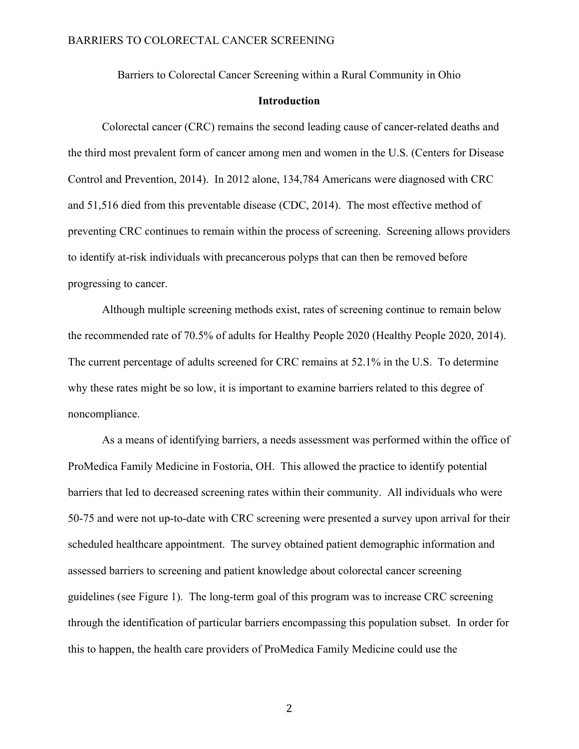Barriers to Colorectal Cancer Screening within a Rural Community in Ohio

## Introduction

Colorectal cancer (CRC) remains the second leading cause of cancer-related deaths and the third most prevalent form of cancer among men and women in the U.S. (Centers for Disease Control and Prevention, 2014). In 2012 alone, 134,784 Americans were diagnosed with CRC and 51,516 died from this preventable disease (CDC, 2014). The most effective method of preventing CRC continues to remain within the process of screening. Screening allows providers to identify at-risk individuals with precancerous polyps that can then be removed before progressing to cancer.

Although multiple screening methods exist, rates of screening continue to remain below the recommended rate of 70.5% of adults for Healthy People 2020 (Healthy People 2020, 2014). The current percentage of adults screened for CRC remains at 52.1% in the U.S. To determine why these rates might be so low, it is important to examine barriers related to this degree of noncompliance.

As a means of identifying barriers, a needs assessment was performed within the office of ProMedica Family Medicine in Fostoria, OH. This allowed the practice to identify potential barriers that led to decreased screening rates within their community. All individuals who were 50-75 and were not up-to-date with CRC screening were presented a survey upon arrival for their scheduled healthcare appointment. The survey obtained patient demographic information and assessed barriers to screening and patient knowledge about colorectal cancer screening guidelines (see Figure 1). The long-term goal of this program was to increase CRC screening through the identification of particular barriers encompassing this population subset. In order for this to happen, the health care providers of ProMedica Family Medicine could use the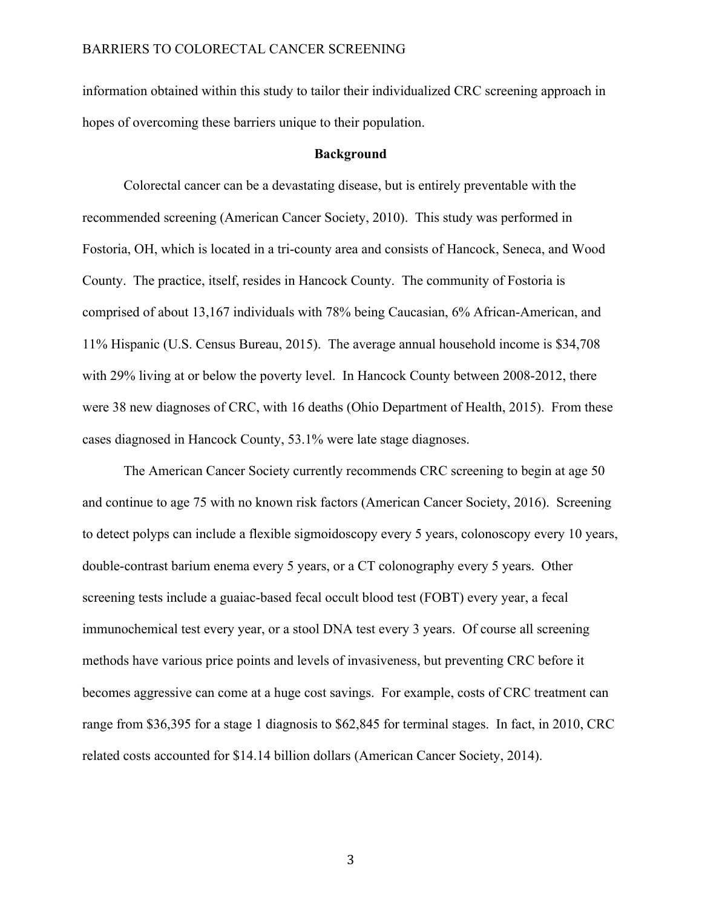information obtained within this study to tailor their individualized CRC screening approach in hopes of overcoming these barriers unique to their population.

## Background

Colorectal cancer can be a devastating disease, but is entirely preventable with the recommended screening (American Cancer Society, 2010). This study was performed in Fostoria, OH, which is located in a tri-county area and consists of Hancock, Seneca, and Wood County. The practice, itself, resides in Hancock County. The community of Fostoria is comprised of about 13,167 individuals with 78% being Caucasian, 6% African-American, and 11% Hispanic (U.S. Census Bureau, 2015). The average annual household income is $34,708 with 29% living at or below the poverty level. In Hancock County between 2008-2012, there were 38 new diagnoses of CRC, with 16 deaths (Ohio Department of Health, 2015). From these cases diagnosed in Hancock County, 53.1% were late stage diagnoses.

The American Cancer Society currently recommends CRC screening to begin at age 50 and continue to age 75 with no known risk factors (American Cancer Society, 2016). Screening to detect polyps can include a flexible sigmoidoscopy every 5 years, colonoscopy every 10 years, double-contrast barium enema every 5 years, or a CT colonography every 5 years. Other screening tests include a guaiac-based fecal occult blood test (FOBT) every year, a fecal immunochemical test every year, or a stool DNA test every 3 years. Of course all screening methods have various price points and levels of invasiveness, but preventing CRC before it becomes aggressive can come at a huge cost savings. For example, costs of CRC treatment can range from $36,395 for a stage 1 diagnosis to $62,845 for terminal stages. In fact, in 2010, CRC related costs accounted for $14.14 billion dollars (American Cancer Society, 2014).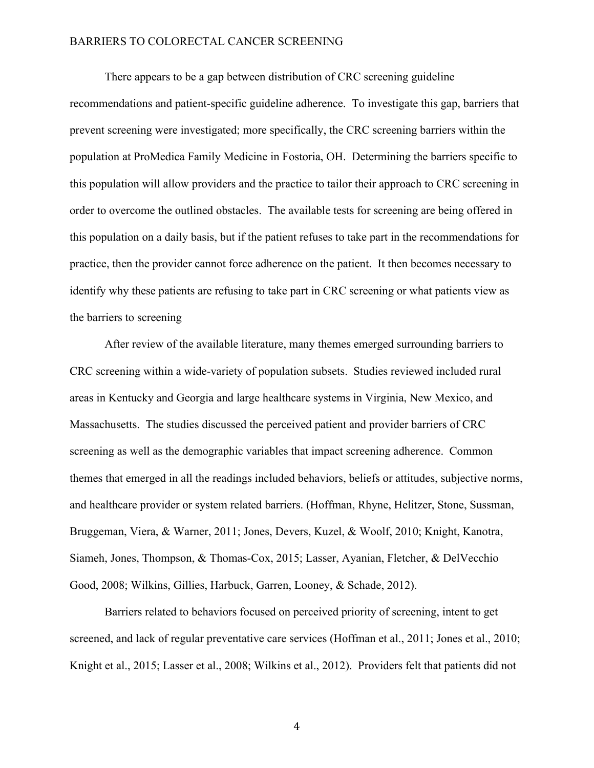There appears to be a gap between distribution of CRC screening guideline recommendations and patient-specific guideline adherence. To investigate this gap, barriers that prevent screening were investigated; more specifically, the CRC screening barriers within the population at ProMedica Family Medicine in Fostoria, OH. Determining the barriers specific to this population will allow providers and the practice to tailor their approach to CRC screening in order to overcome the outlined obstacles. The available tests for screening are being offered in this population on a daily basis, but if the patient refuses to take part in the recommendations for practice, then the provider cannot force adherence on the patient. It then becomes necessary to identify why these patients are refusing to take part in CRC screening or what patients view as the barriers to screening

After review of the available literature, many themes emerged surrounding barriers to CRC screening within a wide-variety of population subsets. Studies reviewed included rural areas in Kentucky and Georgia and large healthcare systems in Virginia, New Mexico, and Massachusetts. The studies discussed the perceived patient and provider barriers of CRC screening as well as the demographic variables that impact screening adherence. Common themes that emerged in all the readings included behaviors, beliefs or attitudes, subjective norms, and healthcare provider or system related barriers. (Hoffman, Rhyne, Helitzer, Stone, Sussman, Bruggeman, Viera, & Warner, 2011; Jones, Devers, Kuzel, & Woolf, 2010; Knight, Kanotra, Siameh, Jones, Thompson, & Thomas-Cox, 2015; Lasser, Ayanian, Fletcher, & DelVecchio Good, 2008; Wilkins, Gillies, Harbuck, Garren, Looney, & Schade, 2012).

Barriers related to behaviors focused on perceived priority of screening, intent to get screened, and lack of regular preventative care services (Hoffman et al., 2011; Jones et al., 2010; Knight et al., 2015; Lasser et al., 2008; Wilkins et al., 2012). Providers felt that patients did not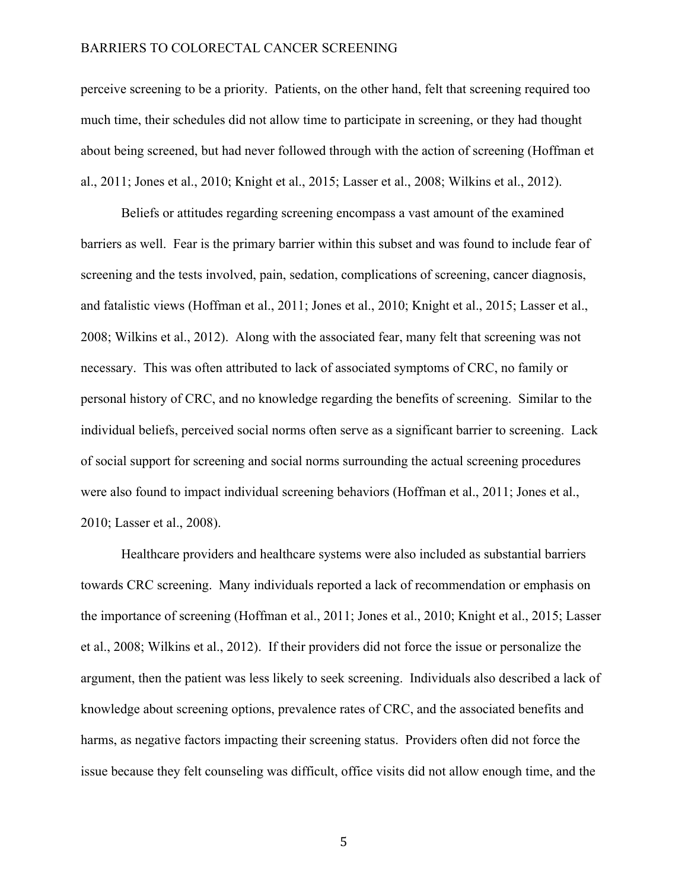perceive screening to be a priority. Patients, on the other hand, felt that screening required too much time, their schedules did not allow time to participate in screening, or they had thought about being screened, but had never followed through with the action of screening (Hoffman et al., 2011; Jones et al., 2010; Knight et al., 2015; Lasser et al., 2008; Wilkins et al., 2012).

Beliefs or attitudes regarding screening encompass a vast amount of the examined barriers as well. Fear is the primary barrier within this subset and was found to include fear of screening and the tests involved, pain, sedation, complications of screening, cancer diagnosis, and fatalistic views (Hoffman et al., 2011; Jones et al., 2010; Knight et al., 2015; Lasser et al., 2008; Wilkins et al., 2012). Along with the associated fear, many felt that screening was not necessary. This was often attributed to lack of associated symptoms of CRC, no family or personal history of CRC, and no knowledge regarding the benefits of screening. Similar to the individual beliefs, perceived social norms often serve as a significant barrier to screening. Lack of social support for screening and social norms surrounding the actual screening procedures were also found to impact individual screening behaviors (Hoffman et al., 2011; Jones et al., 2010; Lasser et al., 2008).

Healthcare providers and healthcare systems were also included as substantial barriers towards CRC screening. Many individuals reported a lack of recommendation or emphasis on the importance of screening (Hoffman et al., 2011; Jones et al., 2010; Knight et al., 2015; Lasser et al., 2008; Wilkins et al., 2012). If their providers did not force the issue or personalize the argument, then the patient was less likely to seek screening. Individuals also described a lack of knowledge about screening options, prevalence rates of CRC, and the associated benefits and harms, as negative factors impacting their screening status. Providers often did not force the issue because they felt counseling was difficult, office visits did not allow enough time, and the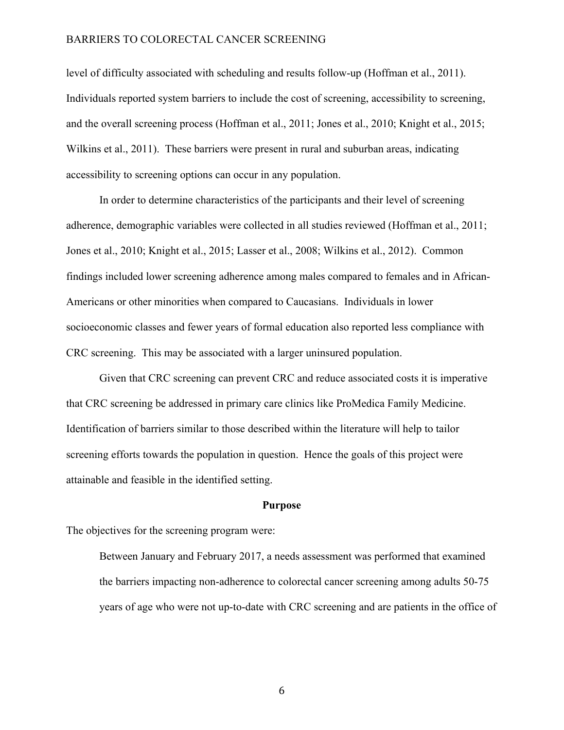level of difficulty associated with scheduling and results follow-up (Hoffman et al., 2011). Individuals reported system barriers to include the cost of screening, accessibility to screening, and the overall screening process (Hoffman et al., 2011; Jones et al., 2010; Knight et al., 2015; Wilkins et al., 2011). These barriers were present in rural and suburban areas, indicating accessibility to screening options can occur in any population.

In order to determine characteristics of the participants and their level of screening adherence, demographic variables were collected in all studies reviewed (Hoffman et al., 2011; Jones et al., 2010; Knight et al., 2015; Lasser et al., 2008; Wilkins et al., 2012). Common findings included lower screening adherence among males compared to females and in African-Americans or other minorities when compared to Caucasians. Individuals in lower socioeconomic classes and fewer years of formal education also reported less compliance with CRC screening. This may be associated with a larger uninsured population.

Given that CRC screening can prevent CRC and reduce associated costs it is imperative that CRC screening be addressed in primary care clinics like ProMedica Family Medicine. Identification of barriers similar to those described within the literature will help to tailor screening efforts towards the population in question. Hence the goals of this project were attainable and feasible in the identified setting.

## Purpose

The objectives for the screening program were:

> Between January and February 2017, a needs assessment was performed that examined the barriers impacting non-adherence to colorectal cancer screening among adults 50-75 years of age who were not up-to-date with CRC screening and are patients in the office of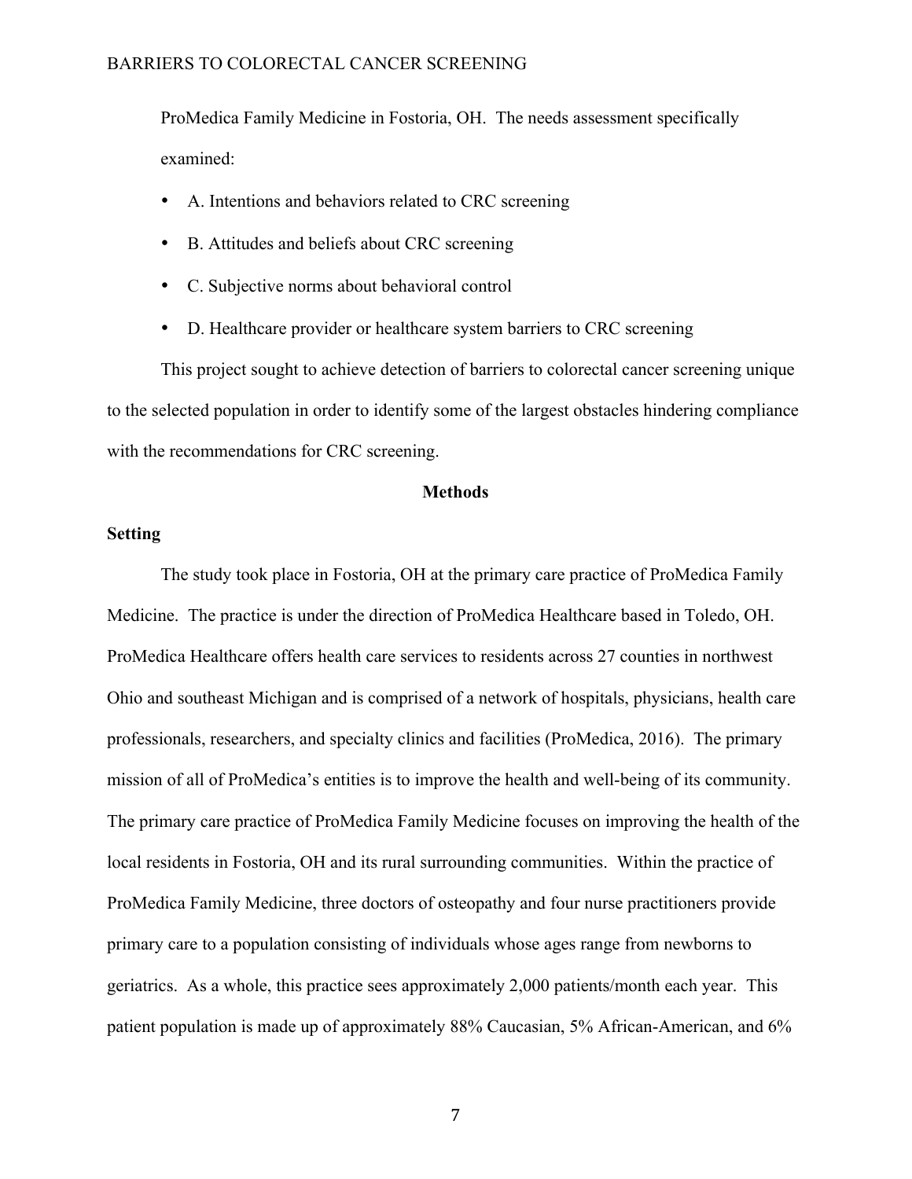ProMedica Family Medicine in Fostoria, OH. The needs assessment specifically examined:

- A. Intentions and behaviors related to CRC screening
- B. Attitudes and beliefs about CRC screening
- C. Subjective norms about behavioral control
- D. Healthcare provider or healthcare system barriers to CRC screening

This project sought to achieve detection of barriers to colorectal cancer screening unique to the selected population in order to identify some of the largest obstacles hindering compliance with the recommendations for CRC screening.

## Methods

### Setting

The study took place in Fostoria, OH at the primary care practice of ProMedica Family Medicine. The practice is under the direction of ProMedica Healthcare based in Toledo, OH. ProMedica Healthcare offers health care services to residents across 27 counties in northwest Ohio and southeast Michigan and is comprised of a network of hospitals, physicians, health care professionals, researchers, and specialty clinics and facilities (ProMedica, 2016). The primary mission of all of ProMedica's entities is to improve the health and well-being of its community. The primary care practice of ProMedica Family Medicine focuses on improving the health of the local residents in Fostoria, OH and its rural surrounding communities. Within the practice of ProMedica Family Medicine, three doctors of osteopathy and four nurse practitioners provide primary care to a population consisting of individuals whose ages range from newborns to geriatrics. As a whole, this practice sees approximately 2,000 patients/month each year. This patient population is made up of approximately 88% Caucasian, 5% African-American, and 6%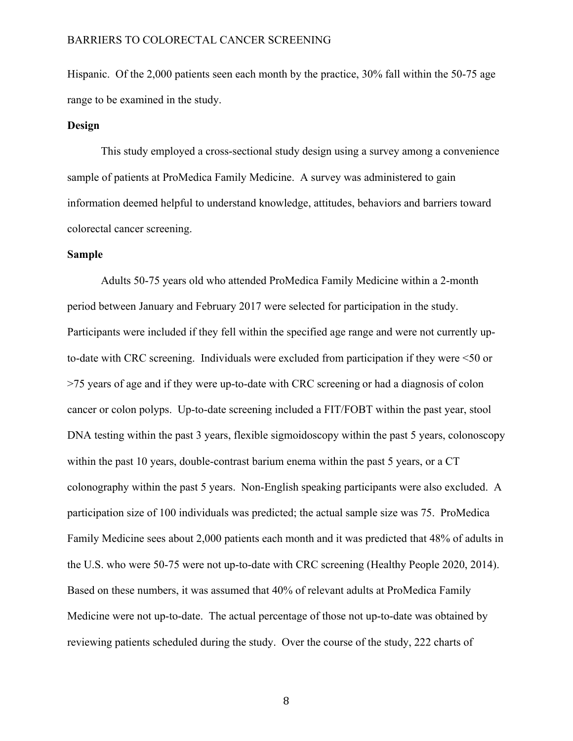Hispanic. Of the 2,000 patients seen each month by the practice, 30% fall within the 50-75 age range to be examined in the study.

**Design**

This study employed a cross-sectional study design using a survey among a convenience sample of patients at ProMedica Family Medicine. A survey was administered to gain information deemed helpful to understand knowledge, attitudes, behaviors and barriers toward colorectal cancer screening.

**Sample**

Adults 50-75 years old who attended ProMedica Family Medicine within a 2-month period between January and February 2017 were selected for participation in the study. Participants were included if they fell within the specified age range and were not currently up-to-date with CRC screening. Individuals were excluded from participation if they were <50 or >75 years of age and if they were up-to-date with CRC screening or had a diagnosis of colon cancer or colon polyps. Up-to-date screening included a FIT/FOBT within the past year, stool DNA testing within the past 3 years, flexible sigmoidoscopy within the past 5 years, colonoscopy within the past 10 years, double-contrast barium enema within the past 5 years, or a CT colonography within the past 5 years. Non-English speaking participants were also excluded. A participation size of 100 individuals was predicted; the actual sample size was 75. ProMedica Family Medicine sees about 2,000 patients each month and it was predicted that 48% of adults in the U.S. who were 50-75 were not up-to-date with CRC screening (Healthy People 2020, 2014). Based on these numbers, it was assumed that 40% of relevant adults at ProMedica Family Medicine were not up-to-date. The actual percentage of those not up-to-date was obtained by reviewing patients scheduled during the study. Over the course of the study, 222 charts of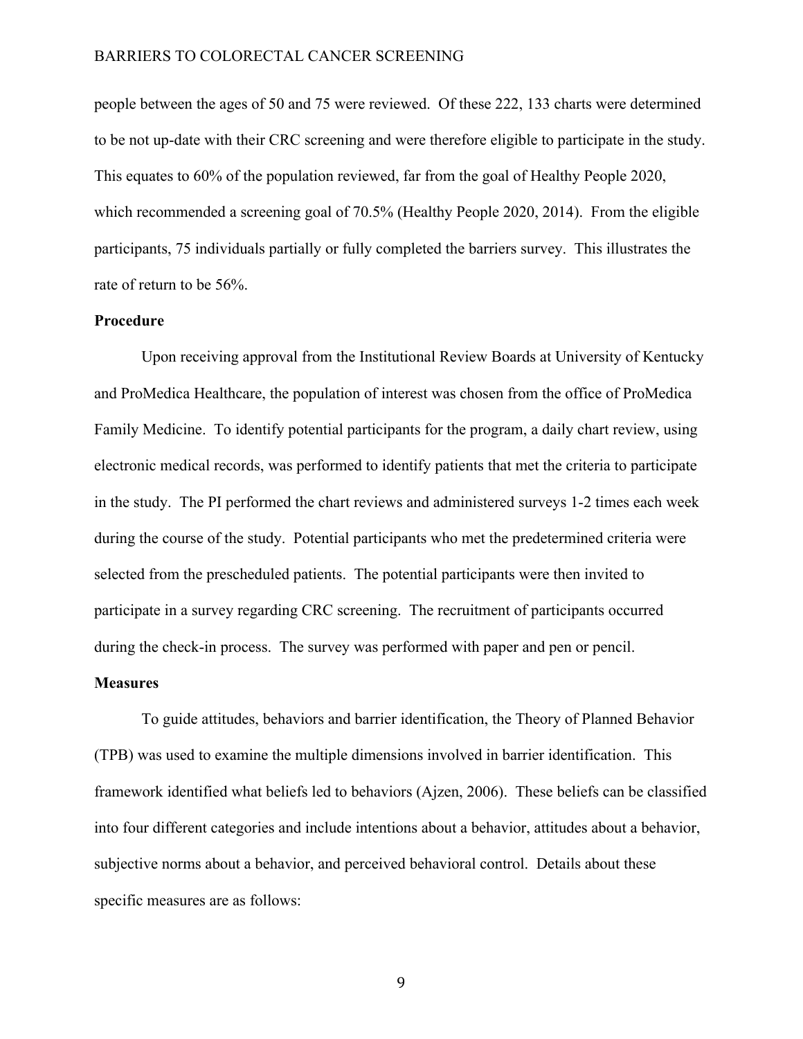people between the ages of 50 and 75 were reviewed. Of these 222, 133 charts were determined to be not up-date with their CRC screening and were therefore eligible to participate in the study. This equates to 60% of the population reviewed, far from the goal of Healthy People 2020, which recommended a screening goal of 70.5% (Healthy People 2020, 2014). From the eligible participants, 75 individuals partially or fully completed the barriers survey. This illustrates the rate of return to be 56%.

### Procedure

Upon receiving approval from the Institutional Review Boards at University of Kentucky and ProMedica Healthcare, the population of interest was chosen from the office of ProMedica Family Medicine. To identify potential participants for the program, a daily chart review, using electronic medical records, was performed to identify patients that met the criteria to participate in the study. The PI performed the chart reviews and administered surveys 1-2 times each week during the course of the study. Potential participants who met the predetermined criteria were selected from the prescheduled patients. The potential participants were then invited to participate in a survey regarding CRC screening. The recruitment of participants occurred during the check-in process. The survey was performed with paper and pen or pencil.

### Measures

To guide attitudes, behaviors and barrier identification, the Theory of Planned Behavior (TPB) was used to examine the multiple dimensions involved in barrier identification. This framework identified what beliefs led to behaviors (Ajzen, 2006). These beliefs can be classified into four different categories and include intentions about a behavior, attitudes about a behavior, subjective norms about a behavior, and perceived behavioral control. Details about these specific measures are as follows: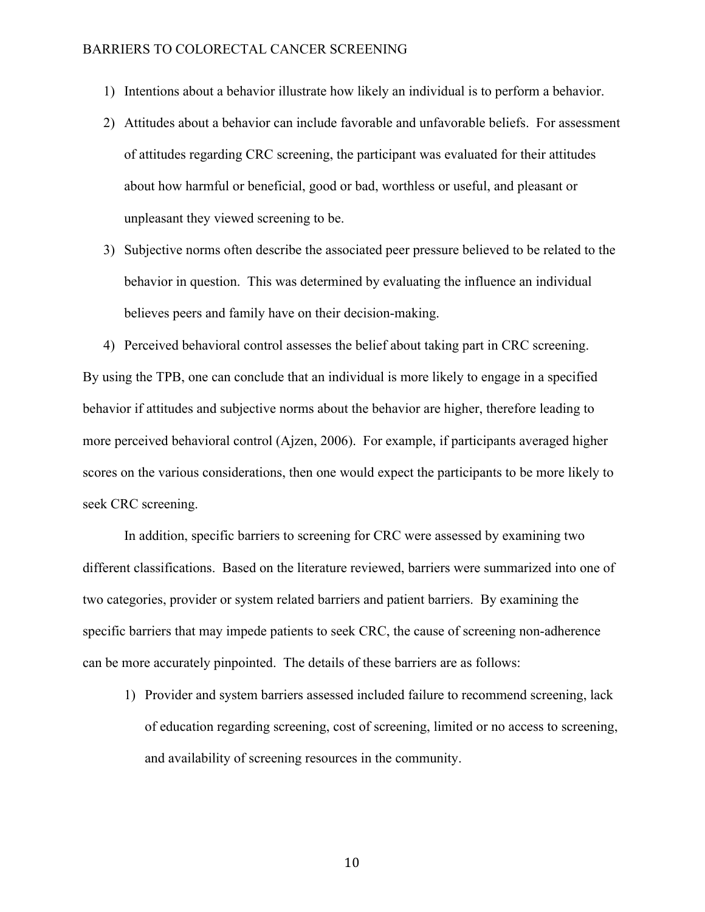1) Intentions about a behavior illustrate how likely an individual is to perform a behavior.
2) Attitudes about a behavior can include favorable and unfavorable beliefs. For assessment of attitudes regarding CRC screening, the participant was evaluated for their attitudes about how harmful or beneficial, good or bad, worthless or useful, and pleasant or unpleasant they viewed screening to be.
3) Subjective norms often describe the associated peer pressure believed to be related to the behavior in question. This was determined by evaluating the influence an individual believes peers and family have on their decision-making.
4) Perceived behavioral control assesses the belief about taking part in CRC screening.

By using the TPB, one can conclude that an individual is more likely to engage in a specified behavior if attitudes and subjective norms about the behavior are higher, therefore leading to more perceived behavioral control (Ajzen, 2006). For example, if participants averaged higher scores on the various considerations, then one would expect the participants to be more likely to seek CRC screening.

In addition, specific barriers to screening for CRC were assessed by examining two different classifications. Based on the literature reviewed, barriers were summarized into one of two categories, provider or system related barriers and patient barriers. By examining the specific barriers that may impede patients to seek CRC, the cause of screening non-adherence can be more accurately pinpointed. The details of these barriers are as follows:

1) Provider and system barriers assessed included failure to recommend screening, lack of education regarding screening, cost of screening, limited or no access to screening, and availability of screening resources in the community.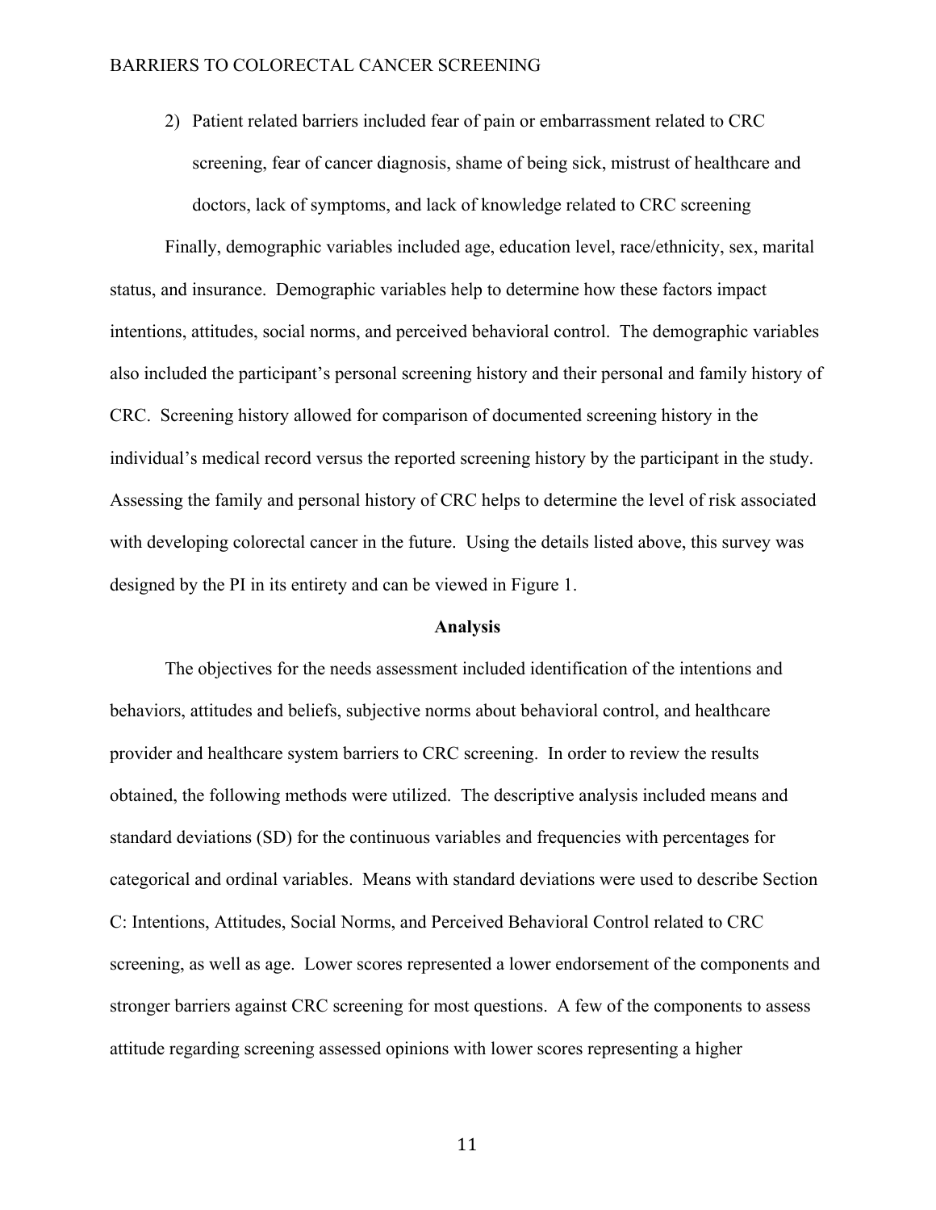2) Patient related barriers included fear of pain or embarrassment related to CRC screening, fear of cancer diagnosis, shame of being sick, mistrust of healthcare and doctors, lack of symptoms, and lack of knowledge related to CRC screening

Finally, demographic variables included age, education level, race/ethnicity, sex, marital status, and insurance. Demographic variables help to determine how these factors impact intentions, attitudes, social norms, and perceived behavioral control. The demographic variables also included the participant's personal screening history and their personal and family history of CRC. Screening history allowed for comparison of documented screening history in the individual's medical record versus the reported screening history by the participant in the study. Assessing the family and personal history of CRC helps to determine the level of risk associated with developing colorectal cancer in the future. Using the details listed above, this survey was designed by the PI in its entirety and can be viewed in Figure 1.

## Analysis

The objectives for the needs assessment included identification of the intentions and behaviors, attitudes and beliefs, subjective norms about behavioral control, and healthcare provider and healthcare system barriers to CRC screening. In order to review the results obtained, the following methods were utilized. The descriptive analysis included means and standard deviations (SD) for the continuous variables and frequencies with percentages for categorical and ordinal variables. Means with standard deviations were used to describe Section C: Intentions, Attitudes, Social Norms, and Perceived Behavioral Control related to CRC screening, as well as age. Lower scores represented a lower endorsement of the components and stronger barriers against CRC screening for most questions. A few of the components to assess attitude regarding screening assessed opinions with lower scores representing a higher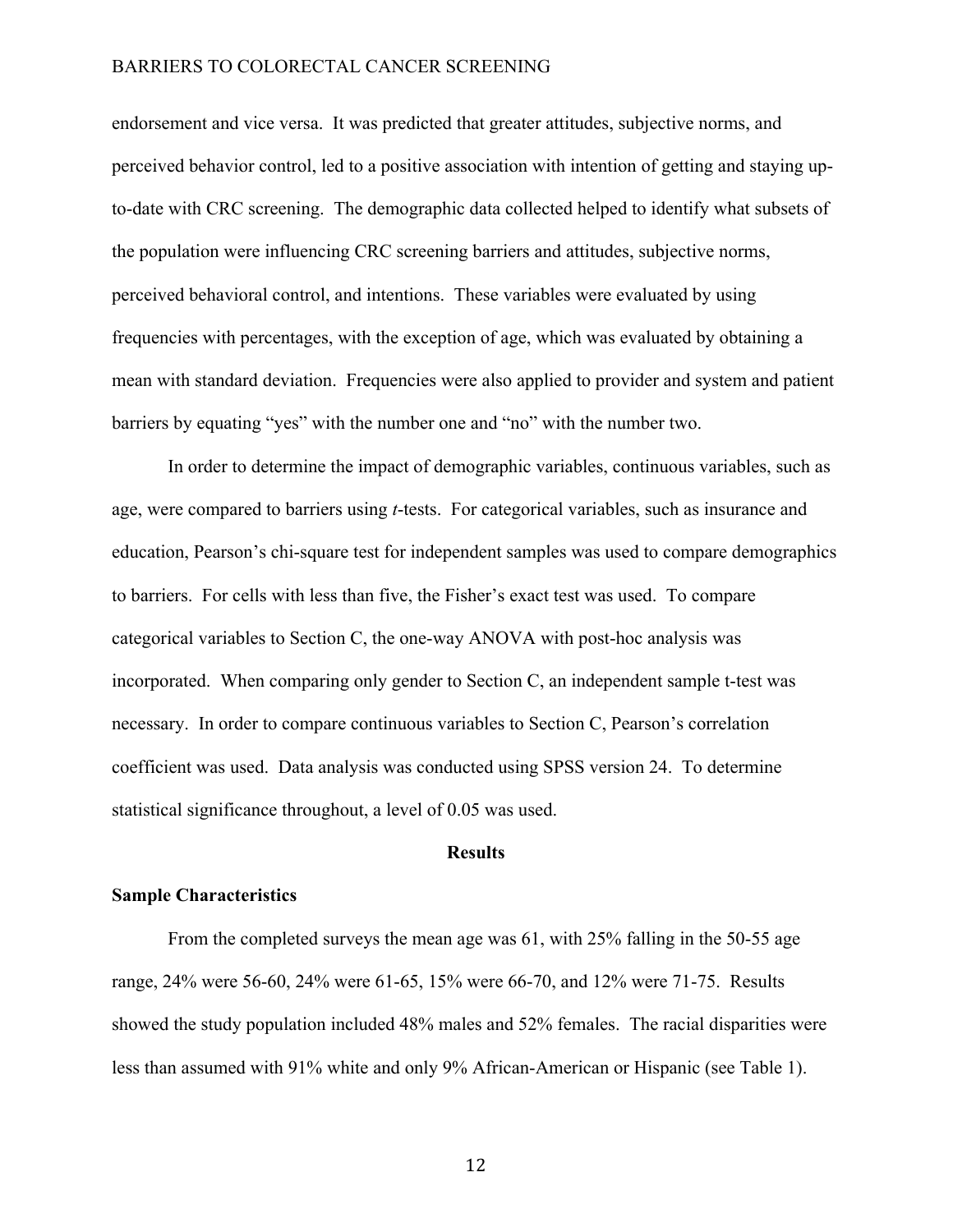endorsement and vice versa. It was predicted that greater attitudes, subjective norms, and perceived behavior control, led to a positive association with intention of getting and staying up-to-date with CRC screening. The demographic data collected helped to identify what subsets of the population were influencing CRC screening barriers and attitudes, subjective norms, perceived behavioral control, and intentions. These variables were evaluated by using frequencies with percentages, with the exception of age, which was evaluated by obtaining a mean with standard deviation. Frequencies were also applied to provider and system and patient barriers by equating "yes" with the number one and "no" with the number two.

In order to determine the impact of demographic variables, continuous variables, such as age, were compared to barriers using *t*-tests. For categorical variables, such as insurance and education, Pearson's chi-square test for independent samples was used to compare demographics to barriers. For cells with less than five, the Fisher's exact test was used. To compare categorical variables to Section C, the one-way ANOVA with post-hoc analysis was incorporated. When comparing only gender to Section C, an independent sample t-test was necessary. In order to compare continuous variables to Section C, Pearson's correlation coefficient was used. Data analysis was conducted using SPSS version 24. To determine statistical significance throughout, a level of 0.05 was used.

## Results

### Sample Characteristics

From the completed surveys the mean age was 61, with 25% falling in the 50-55 age range, 24% were 56-60, 24% were 61-65, 15% were 66-70, and 12% were 71-75. Results showed the study population included 48% males and 52% females. The racial disparities were less than assumed with 91% white and only 9% African-American or Hispanic (see Table 1).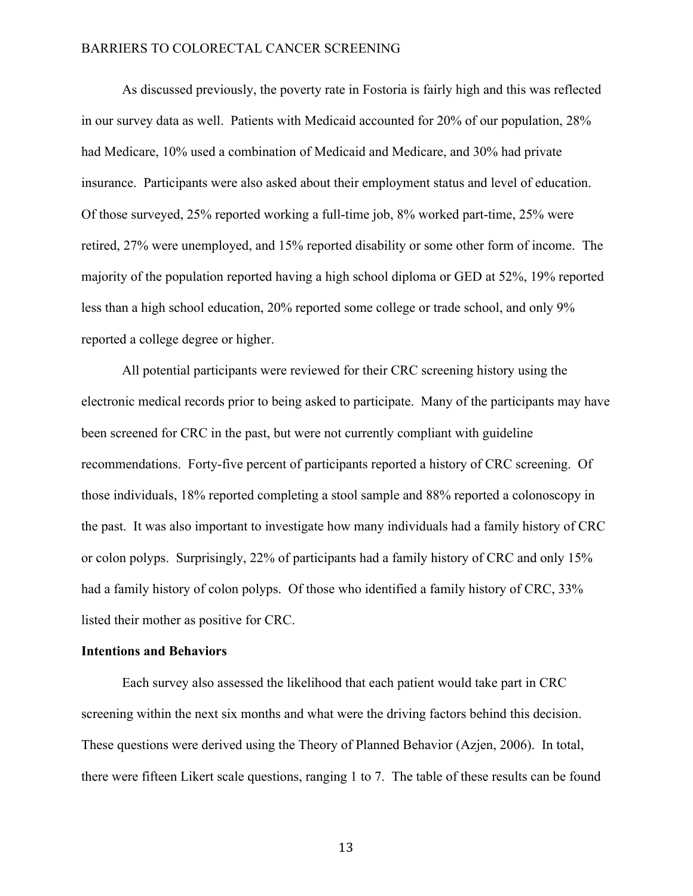As discussed previously, the poverty rate in Fostoria is fairly high and this was reflected in our survey data as well. Patients with Medicaid accounted for 20% of our population, 28% had Medicare, 10% used a combination of Medicaid and Medicare, and 30% had private insurance. Participants were also asked about their employment status and level of education. Of those surveyed, 25% reported working a full-time job, 8% worked part-time, 25% were retired, 27% were unemployed, and 15% reported disability or some other form of income. The majority of the population reported having a high school diploma or GED at 52%, 19% reported less than a high school education, 20% reported some college or trade school, and only 9% reported a college degree or higher.

All potential participants were reviewed for their CRC screening history using the electronic medical records prior to being asked to participate. Many of the participants may have been screened for CRC in the past, but were not currently compliant with guideline recommendations. Forty-five percent of participants reported a history of CRC screening. Of those individuals, 18% reported completing a stool sample and 88% reported a colonoscopy in the past. It was also important to investigate how many individuals had a family history of CRC or colon polyps. Surprisingly, 22% of participants had a family history of CRC and only 15% had a family history of colon polyps. Of those who identified a family history of CRC, 33% listed their mother as positive for CRC.

**Intentions and Behaviors**

Each survey also assessed the likelihood that each patient would take part in CRC screening within the next six months and what were the driving factors behind this decision. These questions were derived using the Theory of Planned Behavior (Azjen, 2006). In total, there were fifteen Likert scale questions, ranging 1 to 7. The table of these results can be found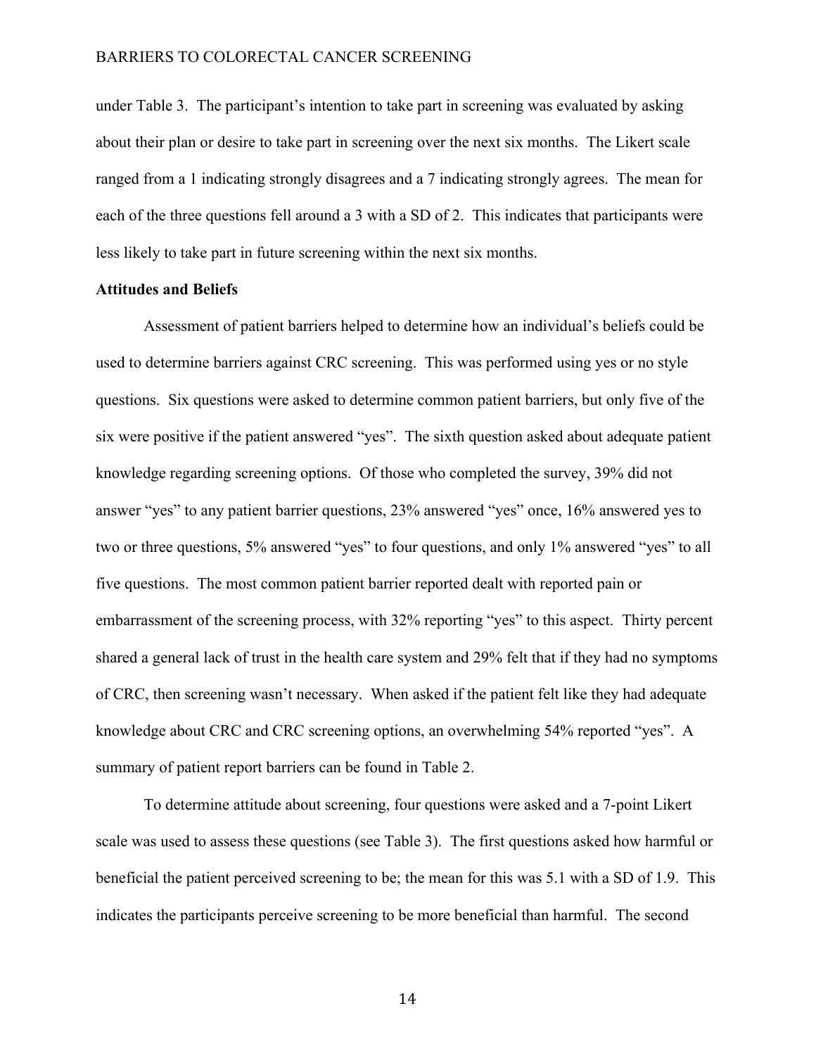under Table 3. The participant's intention to take part in screening was evaluated by asking about their plan or desire to take part in screening over the next six months. The Likert scale ranged from a 1 indicating strongly disagrees and a 7 indicating strongly agrees. The mean for each of the three questions fell around a 3 with a SD of 2. This indicates that participants were less likely to take part in future screening within the next six months.

**Attitudes and Beliefs**

Assessment of patient barriers helped to determine how an individual's beliefs could be used to determine barriers against CRC screening. This was performed using yes or no style questions. Six questions were asked to determine common patient barriers, but only five of the six were positive if the patient answered "yes". The sixth question asked about adequate patient knowledge regarding screening options. Of those who completed the survey, 39% did not answer "yes" to any patient barrier questions, 23% answered "yes" once, 16% answered yes to two or three questions, 5% answered "yes" to four questions, and only 1% answered "yes" to all five questions. The most common patient barrier reported dealt with reported pain or embarrassment of the screening process, with 32% reporting "yes" to this aspect. Thirty percent shared a general lack of trust in the health care system and 29% felt that if they had no symptoms of CRC, then screening wasn't necessary. When asked if the patient felt like they had adequate knowledge about CRC and CRC screening options, an overwhelming 54% reported "yes". A summary of patient report barriers can be found in Table 2.

To determine attitude about screening, four questions were asked and a 7-point Likert scale was used to assess these questions (see Table 3). The first questions asked how harmful or beneficial the patient perceived screening to be; the mean for this was 5.1 with a SD of 1.9. This indicates the participants perceive screening to be more beneficial than harmful. The second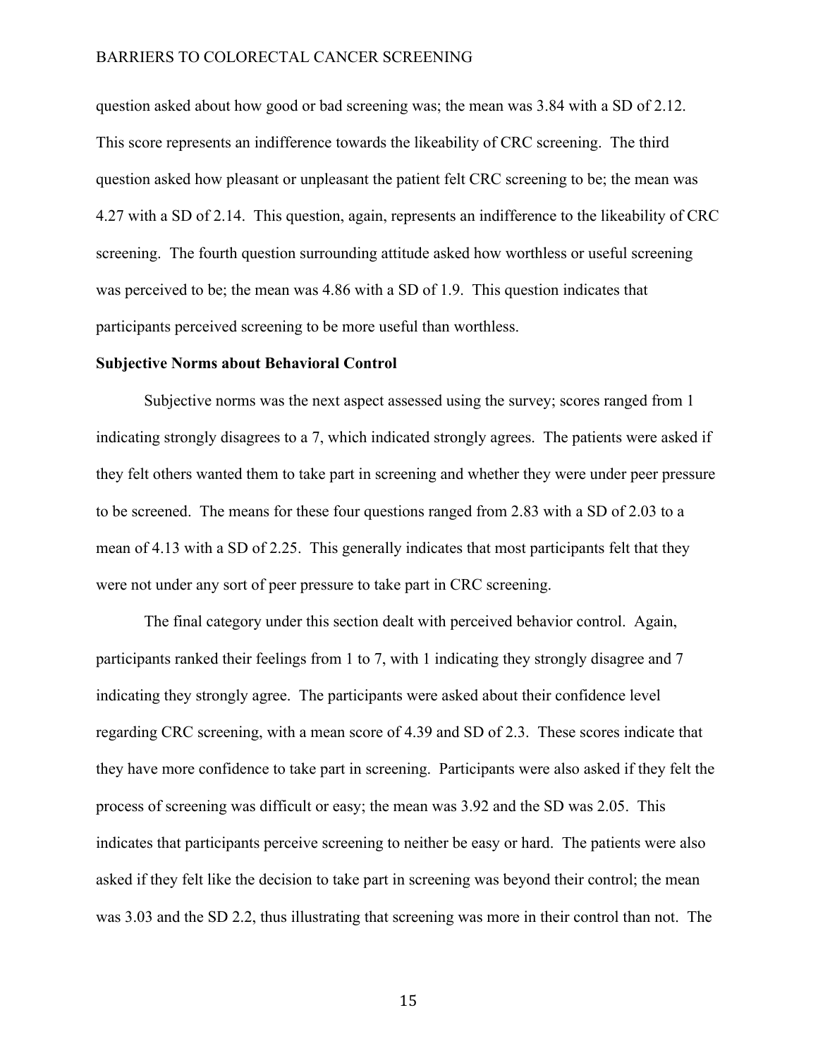question asked about how good or bad screening was; the mean was 3.84 with a SD of 2.12. This score represents an indifference towards the likeability of CRC screening. The third question asked how pleasant or unpleasant the patient felt CRC screening to be; the mean was 4.27 with a SD of 2.14. This question, again, represents an indifference to the likeability of CRC screening. The fourth question surrounding attitude asked how worthless or useful screening was perceived to be; the mean was 4.86 with a SD of 1.9. This question indicates that participants perceived screening to be more useful than worthless.

**Subjective Norms about Behavioral Control**

Subjective norms was the next aspect assessed using the survey; scores ranged from 1 indicating strongly disagrees to a 7, which indicated strongly agrees. The patients were asked if they felt others wanted them to take part in screening and whether they were under peer pressure to be screened. The means for these four questions ranged from 2.83 with a SD of 2.03 to a mean of 4.13 with a SD of 2.25. This generally indicates that most participants felt that they were not under any sort of peer pressure to take part in CRC screening.

The final category under this section dealt with perceived behavior control. Again, participants ranked their feelings from 1 to 7, with 1 indicating they strongly disagree and 7 indicating they strongly agree. The participants were asked about their confidence level regarding CRC screening, with a mean score of 4.39 and SD of 2.3. These scores indicate that they have more confidence to take part in screening. Participants were also asked if they felt the process of screening was difficult or easy; the mean was 3.92 and the SD was 2.05. This indicates that participants perceive screening to neither be easy or hard. The patients were also asked if they felt like the decision to take part in screening was beyond their control; the mean was 3.03 and the SD 2.2, thus illustrating that screening was more in their control than not. The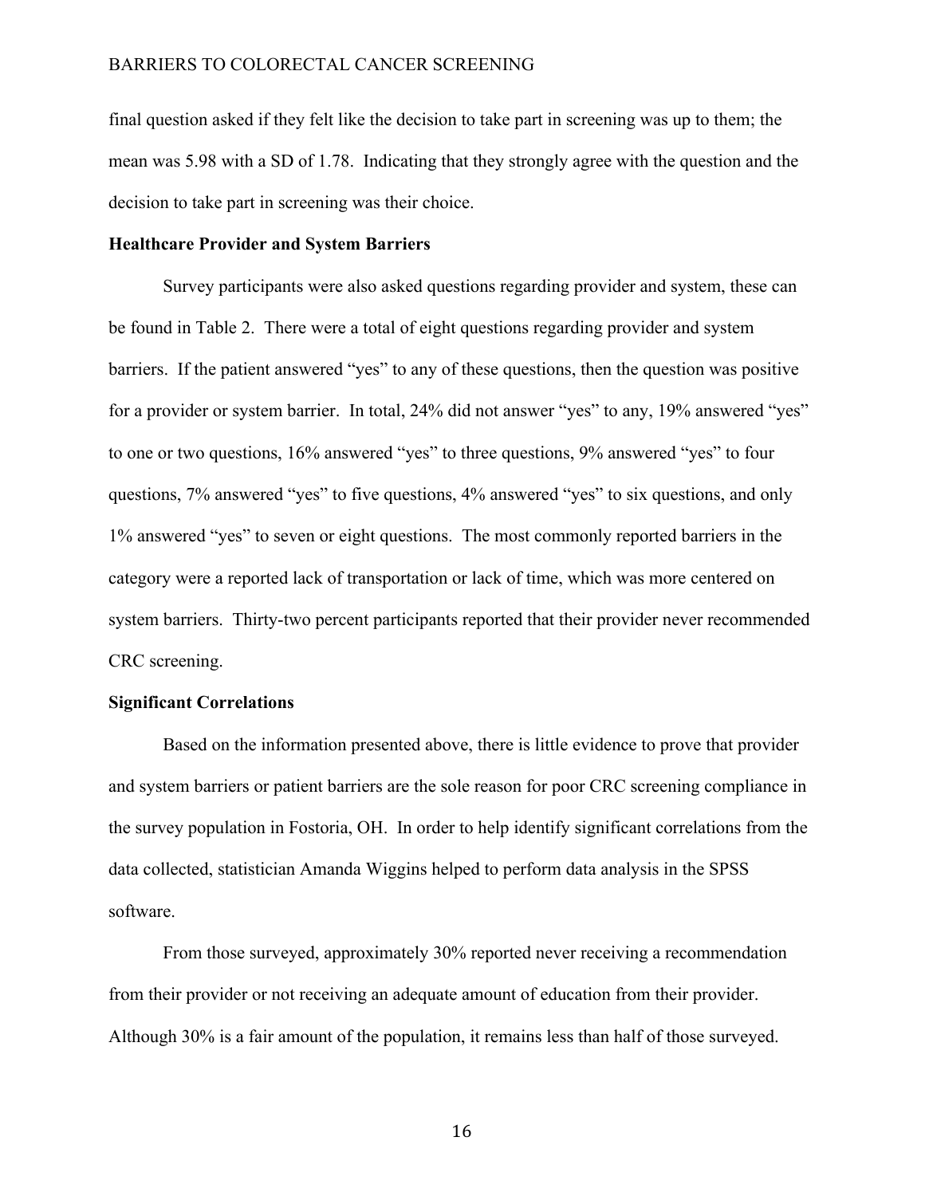final question asked if they felt like the decision to take part in screening was up to them; the mean was 5.98 with a SD of 1.78. Indicating that they strongly agree with the question and the decision to take part in screening was their choice.

**Healthcare Provider and System Barriers**

Survey participants were also asked questions regarding provider and system, these can be found in Table 2. There were a total of eight questions regarding provider and system barriers. If the patient answered "yes" to any of these questions, then the question was positive for a provider or system barrier. In total, 24% did not answer "yes" to any, 19% answered "yes" to one or two questions, 16% answered "yes" to three questions, 9% answered "yes" to four questions, 7% answered "yes" to five questions, 4% answered "yes" to six questions, and only 1% answered "yes" to seven or eight questions. The most commonly reported barriers in the category were a reported lack of transportation or lack of time, which was more centered on system barriers. Thirty-two percent participants reported that their provider never recommended CRC screening.

**Significant Correlations**

Based on the information presented above, there is little evidence to prove that provider and system barriers or patient barriers are the sole reason for poor CRC screening compliance in the survey population in Fostoria, OH. In order to help identify significant correlations from the data collected, statistician Amanda Wiggins helped to perform data analysis in the SPSS software.

From those surveyed, approximately 30% reported never receiving a recommendation from their provider or not receiving an adequate amount of education from their provider. Although 30% is a fair amount of the population, it remains less than half of those surveyed.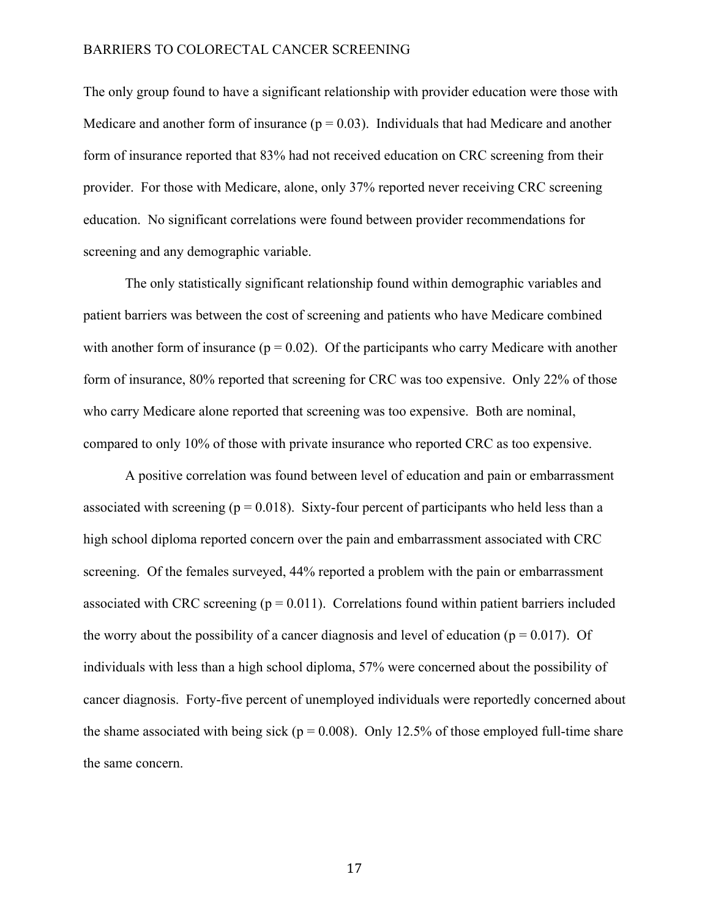The only group found to have a significant relationship with provider education were those with Medicare and another form of insurance ($p = 0.03$). Individuals that had Medicare and another form of insurance reported that 83% had not received education on CRC screening from their provider. For those with Medicare, alone, only 37% reported never receiving CRC screening education. No significant correlations were found between provider recommendations for screening and any demographic variable.

The only statistically significant relationship found within demographic variables and patient barriers was between the cost of screening and patients who have Medicare combined with another form of insurance ($p = 0.02$). Of the participants who carry Medicare with another form of insurance, 80% reported that screening for CRC was too expensive. Only 22% of those who carry Medicare alone reported that screening was too expensive. Both are nominal, compared to only 10% of those with private insurance who reported CRC as too expensive.

A positive correlation was found between level of education and pain or embarrassment associated with screening ($p = 0.018$). Sixty-four percent of participants who held less than a high school diploma reported concern over the pain and embarrassment associated with CRC screening. Of the females surveyed, 44% reported a problem with the pain or embarrassment associated with CRC screening ($p = 0.011$). Correlations found within patient barriers included the worry about the possibility of a cancer diagnosis and level of education ($p = 0.017$). Of individuals with less than a high school diploma, 57% were concerned about the possibility of cancer diagnosis. Forty-five percent of unemployed individuals were reportedly concerned about the shame associated with being sick ($p = 0.008$). Only 12.5% of those employed full-time share the same concern.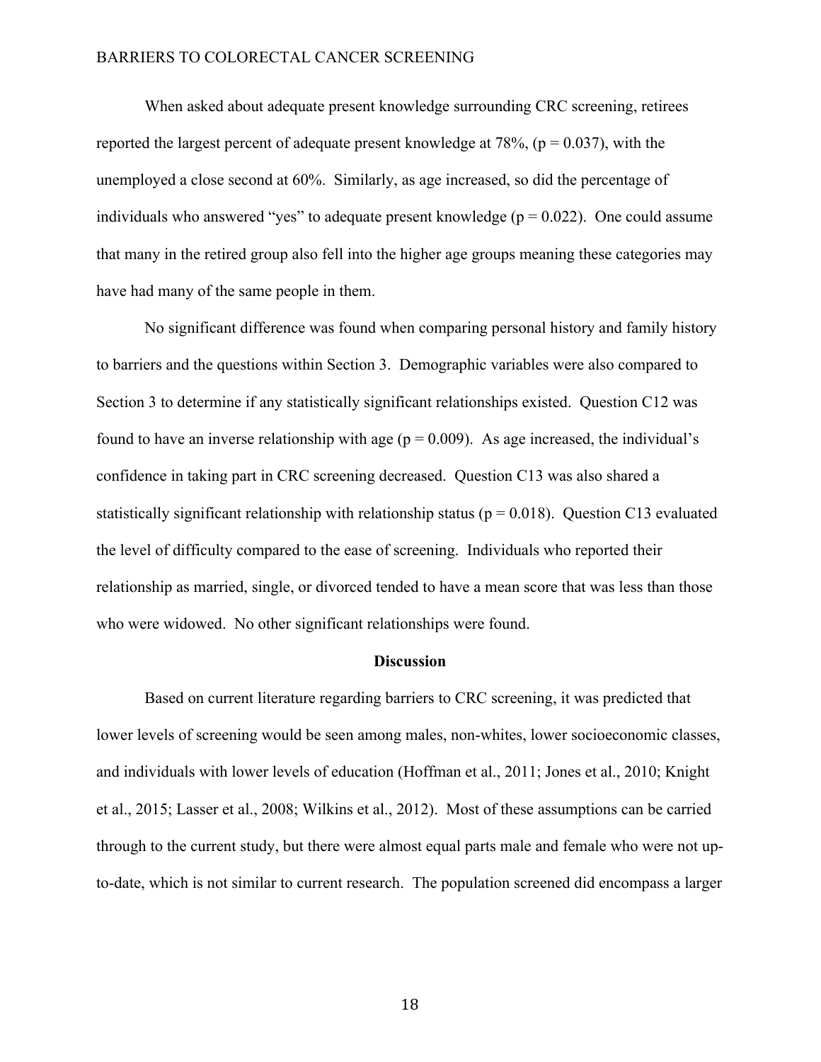When asked about adequate present knowledge surrounding CRC screening, retirees reported the largest percent of adequate present knowledge at 78%, ($p = 0.037$), with the unemployed a close second at 60%. Similarly, as age increased, so did the percentage of individuals who answered "yes" to adequate present knowledge ($p = 0.022$). One could assume that many in the retired group also fell into the higher age groups meaning these categories may have had many of the same people in them.

No significant difference was found when comparing personal history and family history to barriers and the questions within Section 3. Demographic variables were also compared to Section 3 to determine if any statistically significant relationships existed. Question C12 was found to have an inverse relationship with age ($p = 0.009$). As age increased, the individual's confidence in taking part in CRC screening decreased. Question C13 was also shared a statistically significant relationship with relationship status ($p = 0.018$). Question C13 evaluated the level of difficulty compared to the ease of screening. Individuals who reported their relationship as married, single, or divorced tended to have a mean score that was less than those who were widowed. No other significant relationships were found.

## Discussion

Based on current literature regarding barriers to CRC screening, it was predicted that lower levels of screening would be seen among males, non-whites, lower socioeconomic classes, and individuals with lower levels of education (Hoffman et al., 2011; Jones et al., 2010; Knight et al., 2015; Lasser et al., 2008; Wilkins et al., 2012). Most of these assumptions can be carried through to the current study, but there were almost equal parts male and female who were not up-to-date, which is not similar to current research. The population screened did encompass a larger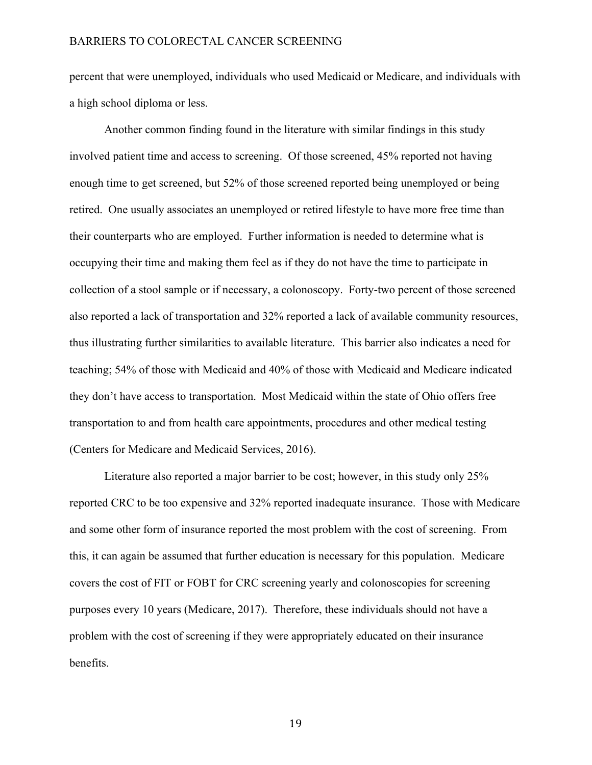percent that were unemployed, individuals who used Medicaid or Medicare, and individuals with a high school diploma or less.

Another common finding found in the literature with similar findings in this study involved patient time and access to screening. Of those screened, 45% reported not having enough time to get screened, but 52% of those screened reported being unemployed or being retired. One usually associates an unemployed or retired lifestyle to have more free time than their counterparts who are employed. Further information is needed to determine what is occupying their time and making them feel as if they do not have the time to participate in collection of a stool sample or if necessary, a colonoscopy. Forty-two percent of those screened also reported a lack of transportation and 32% reported a lack of available community resources, thus illustrating further similarities to available literature. This barrier also indicates a need for teaching; 54% of those with Medicaid and 40% of those with Medicaid and Medicare indicated they don't have access to transportation. Most Medicaid within the state of Ohio offers free transportation to and from health care appointments, procedures and other medical testing (Centers for Medicare and Medicaid Services, 2016).

Literature also reported a major barrier to be cost; however, in this study only 25% reported CRC to be too expensive and 32% reported inadequate insurance. Those with Medicare and some other form of insurance reported the most problem with the cost of screening. From this, it can again be assumed that further education is necessary for this population. Medicare covers the cost of FIT or FOBT for CRC screening yearly and colonoscopies for screening purposes every 10 years (Medicare, 2017). Therefore, these individuals should not have a problem with the cost of screening if they were appropriately educated on their insurance benefits.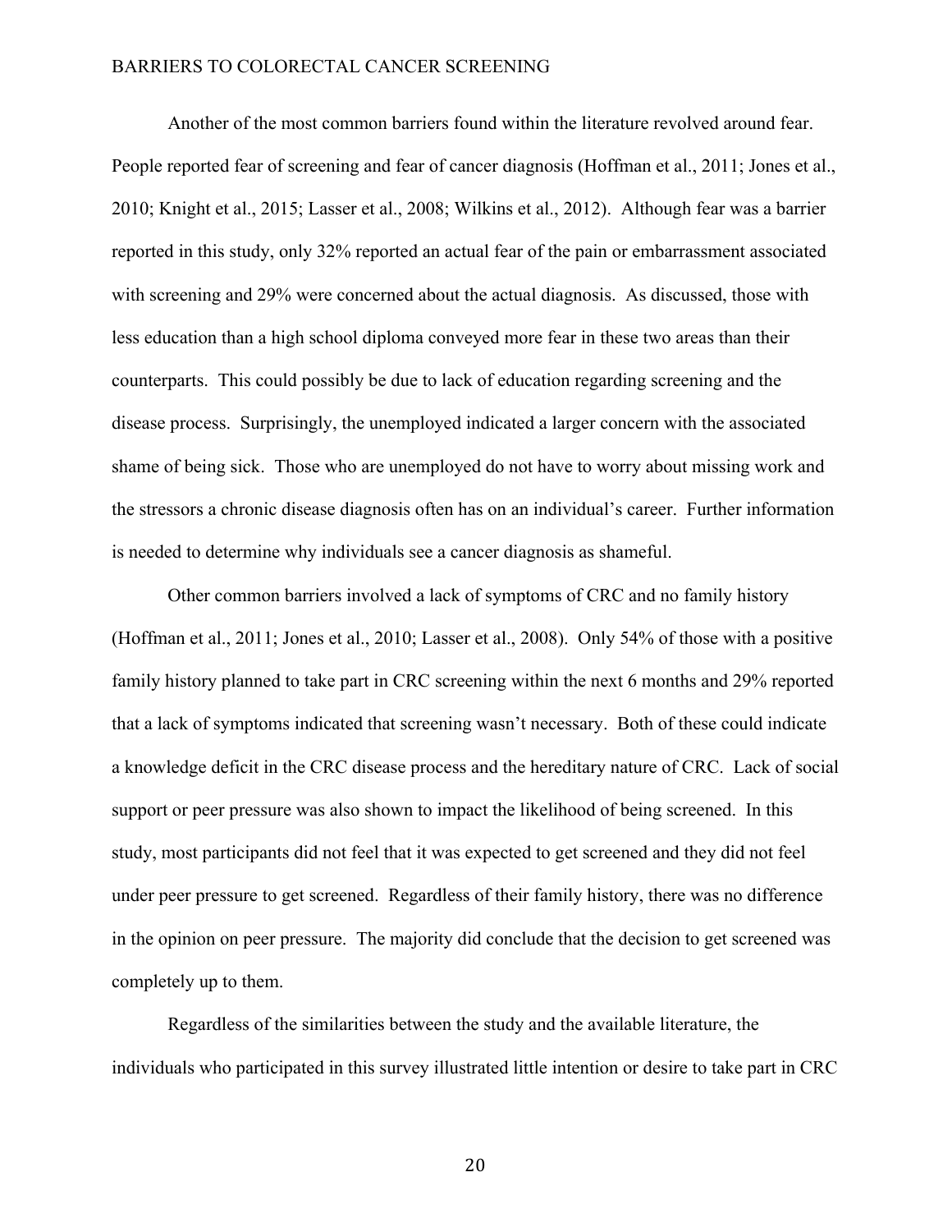Another of the most common barriers found within the literature revolved around fear. People reported fear of screening and fear of cancer diagnosis (Hoffman et al., 2011; Jones et al., 2010; Knight et al., 2015; Lasser et al., 2008; Wilkins et al., 2012). Although fear was a barrier reported in this study, only 32% reported an actual fear of the pain or embarrassment associated with screening and 29% were concerned about the actual diagnosis. As discussed, those with less education than a high school diploma conveyed more fear in these two areas than their counterparts. This could possibly be due to lack of education regarding screening and the disease process. Surprisingly, the unemployed indicated a larger concern with the associated shame of being sick. Those who are unemployed do not have to worry about missing work and the stressors a chronic disease diagnosis often has on an individual's career. Further information is needed to determine why individuals see a cancer diagnosis as shameful.

Other common barriers involved a lack of symptoms of CRC and no family history (Hoffman et al., 2011; Jones et al., 2010; Lasser et al., 2008). Only 54% of those with a positive family history planned to take part in CRC screening within the next 6 months and 29% reported that a lack of symptoms indicated that screening wasn't necessary. Both of these could indicate a knowledge deficit in the CRC disease process and the hereditary nature of CRC. Lack of social support or peer pressure was also shown to impact the likelihood of being screened. In this study, most participants did not feel that it was expected to get screened and they did not feel under peer pressure to get screened. Regardless of their family history, there was no difference in the opinion on peer pressure. The majority did conclude that the decision to get screened was completely up to them.

Regardless of the similarities between the study and the available literature, the individuals who participated in this survey illustrated little intention or desire to take part in CRC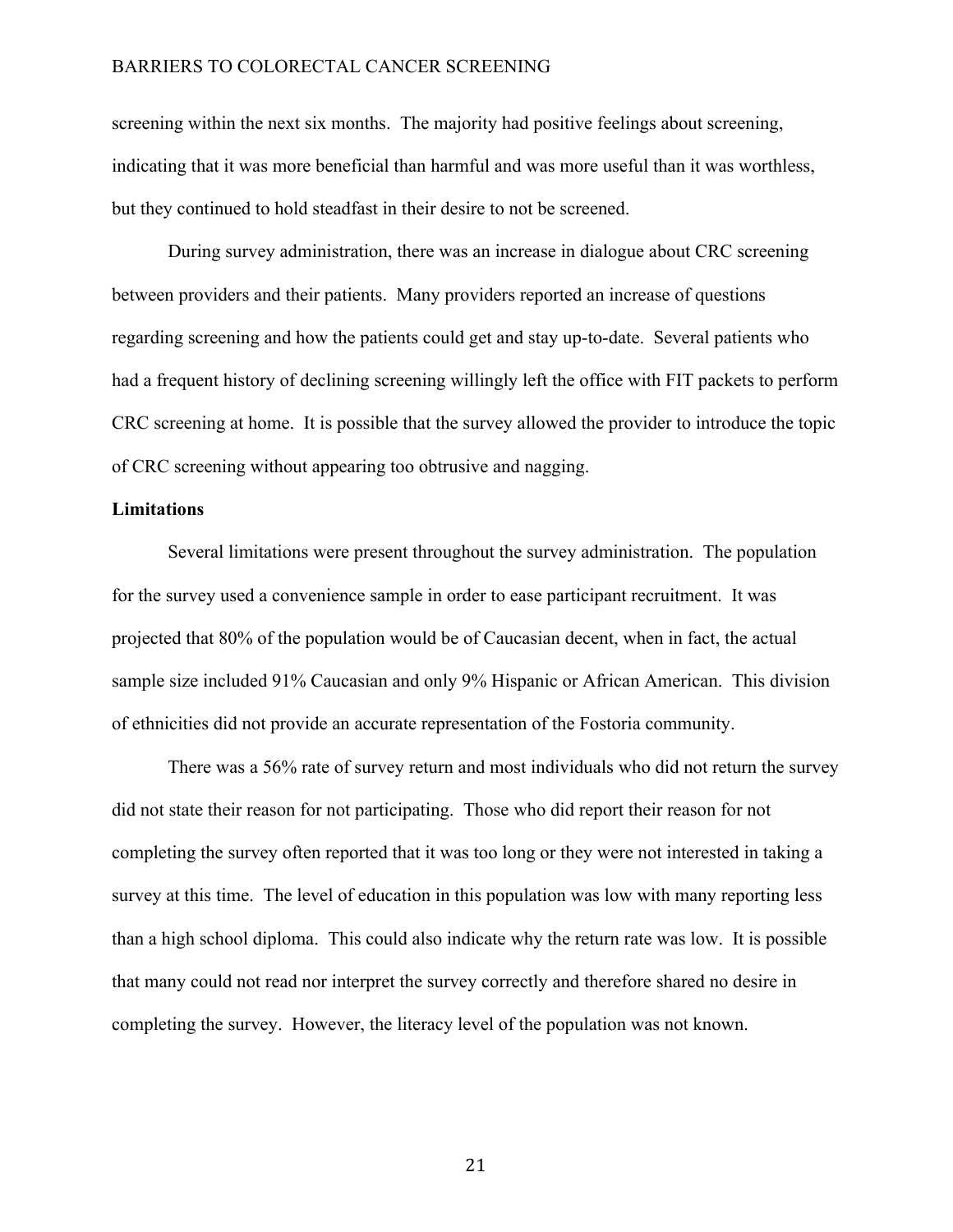screening within the next six months. The majority had positive feelings about screening, indicating that it was more beneficial than harmful and was more useful than it was worthless, but they continued to hold steadfast in their desire to not be screened.

During survey administration, there was an increase in dialogue about CRC screening between providers and their patients. Many providers reported an increase of questions regarding screening and how the patients could get and stay up-to-date. Several patients who had a frequent history of declining screening willingly left the office with FIT packets to perform CRC screening at home. It is possible that the survey allowed the provider to introduce the topic of CRC screening without appearing too obtrusive and nagging.

**Limitations**

Several limitations were present throughout the survey administration. The population for the survey used a convenience sample in order to ease participant recruitment. It was projected that 80% of the population would be of Caucasian decent, when in fact, the actual sample size included 91% Caucasian and only 9% Hispanic or African American. This division of ethnicities did not provide an accurate representation of the Fostoria community.

There was a 56% rate of survey return and most individuals who did not return the survey did not state their reason for not participating. Those who did report their reason for not completing the survey often reported that it was too long or they were not interested in taking a survey at this time. The level of education in this population was low with many reporting less than a high school diploma. This could also indicate why the return rate was low. It is possible that many could not read nor interpret the survey correctly and therefore shared no desire in completing the survey. However, the literacy level of the population was not known.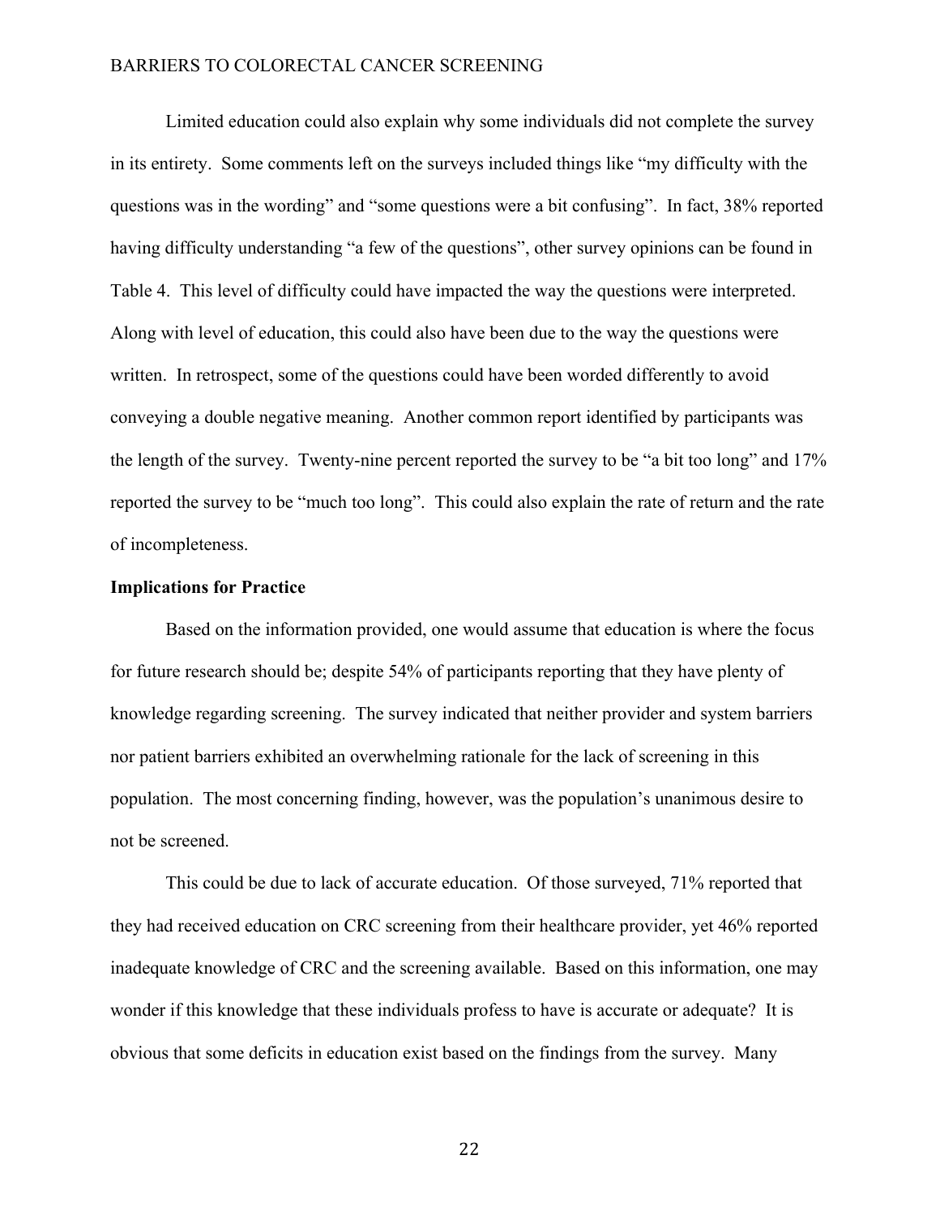Limited education could also explain why some individuals did not complete the survey in its entirety. Some comments left on the surveys included things like "my difficulty with the questions was in the wording" and "some questions were a bit confusing". In fact, 38% reported having difficulty understanding "a few of the questions", other survey opinions can be found in Table 4. This level of difficulty could have impacted the way the questions were interpreted. Along with level of education, this could also have been due to the way the questions were written. In retrospect, some of the questions could have been worded differently to avoid conveying a double negative meaning. Another common report identified by participants was the length of the survey. Twenty-nine percent reported the survey to be "a bit too long" and 17% reported the survey to be "much too long". This could also explain the rate of return and the rate of incompleteness.

**Implications for Practice**

Based on the information provided, one would assume that education is where the focus for future research should be; despite 54% of participants reporting that they have plenty of knowledge regarding screening. The survey indicated that neither provider and system barriers nor patient barriers exhibited an overwhelming rationale for the lack of screening in this population. The most concerning finding, however, was the population's unanimous desire to not be screened.

This could be due to lack of accurate education. Of those surveyed, 71% reported that they had received education on CRC screening from their healthcare provider, yet 46% reported inadequate knowledge of CRC and the screening available. Based on this information, one may wonder if this knowledge that these individuals profess to have is accurate or adequate? It is obvious that some deficits in education exist based on the findings from the survey. Many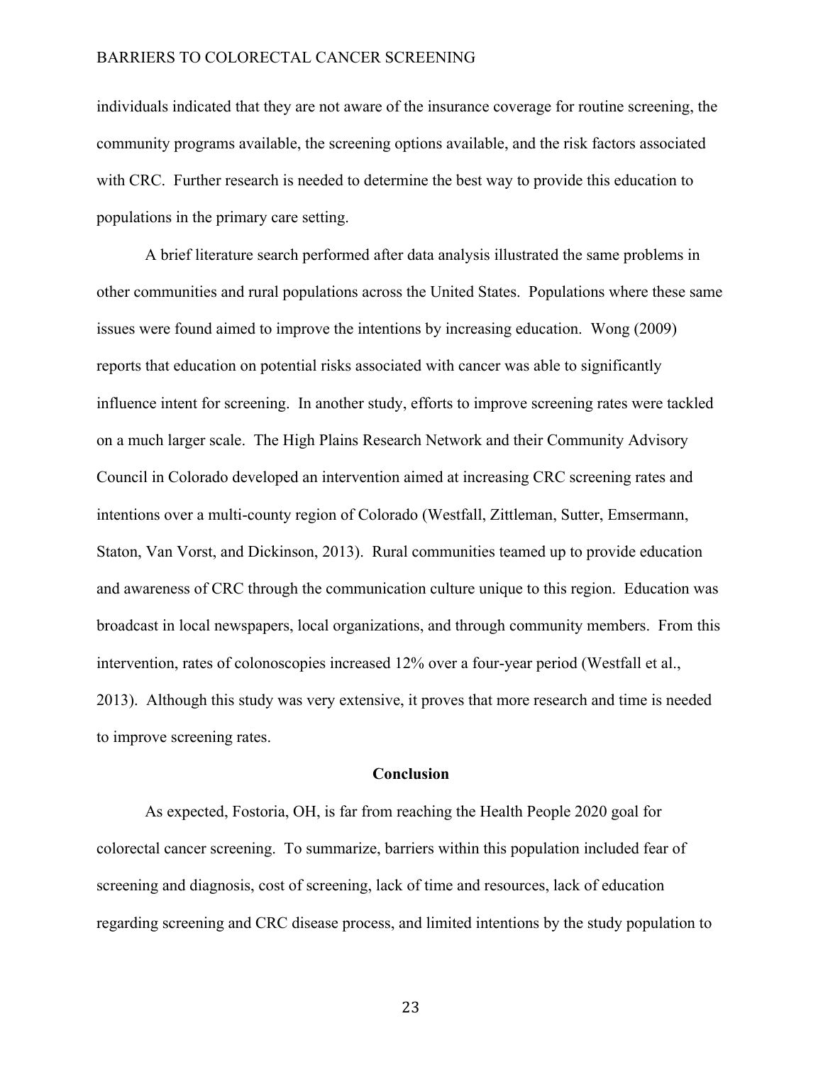individuals indicated that they are not aware of the insurance coverage for routine screening, the community programs available, the screening options available, and the risk factors associated with CRC. Further research is needed to determine the best way to provide this education to populations in the primary care setting.

A brief literature search performed after data analysis illustrated the same problems in other communities and rural populations across the United States. Populations where these same issues were found aimed to improve the intentions by increasing education. Wong (2009) reports that education on potential risks associated with cancer was able to significantly influence intent for screening. In another study, efforts to improve screening rates were tackled on a much larger scale. The High Plains Research Network and their Community Advisory Council in Colorado developed an intervention aimed at increasing CRC screening rates and intentions over a multi-county region of Colorado (Westfall, Zittleman, Sutter, Emsermann, Staton, Van Vorst, and Dickinson, 2013). Rural communities teamed up to provide education and awareness of CRC through the communication culture unique to this region. Education was broadcast in local newspapers, local organizations, and through community members. From this intervention, rates of colonoscopies increased 12% over a four-year period (Westfall et al., 2013). Although this study was very extensive, it proves that more research and time is needed to improve screening rates.

## Conclusion

As expected, Fostoria, OH, is far from reaching the Health People 2020 goal for colorectal cancer screening. To summarize, barriers within this population included fear of screening and diagnosis, cost of screening, lack of time and resources, lack of education regarding screening and CRC disease process, and limited intentions by the study population to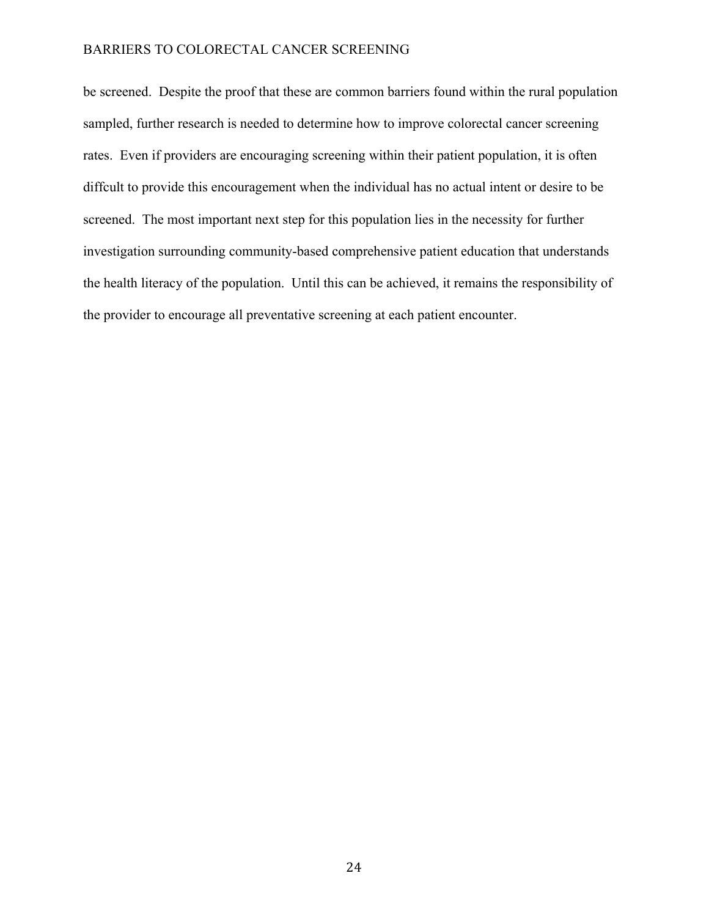be screened. Despite the proof that these are common barriers found within the rural population sampled, further research is needed to determine how to improve colorectal cancer screening rates. Even if providers are encouraging screening within their patient population, it is often diffcult to provide this encouragement when the individual has no actual intent or desire to be screened. The most important next step for this population lies in the necessity for further investigation surrounding community-based comprehensive patient education that understands the health literacy of the population. Until this can be achieved, it remains the responsibility of the provider to encourage all preventative screening at each patient encounter.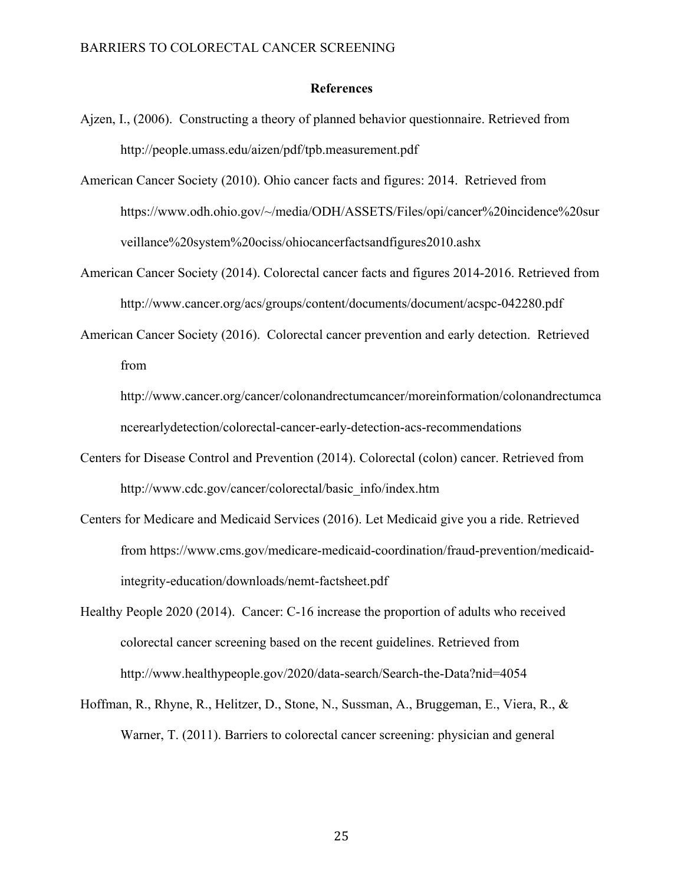**References**

Ajzen, I., (2006). Constructing a theory of planned behavior questionnaire. Retrieved from http://people.umass.edu/aizen/pdf/tpb.measurement.pdf

American Cancer Society (2010). Ohio cancer facts and figures: 2014. Retrieved from https://www.odh.ohio.gov/~/media/ODH/ASSETS/Files/opi/cancer%20incidence%20surveillance%20system%20ociss/ohiocancerfactsandfigures2010.ashx

American Cancer Society (2014). Colorectal cancer facts and figures 2014-2016. Retrieved from http://www.cancer.org/acs/groups/content/documents/document/acspc-042280.pdf

American Cancer Society (2016). Colorectal cancer prevention and early detection. Retrieved from http://www.cancer.org/cancer/colonandrectumcancer/moreinformation/colonandrectumcancerearlydetection/colorectal-cancer-early-detection-acs-recommendations

Centers for Disease Control and Prevention (2014). Colorectal (colon) cancer. Retrieved from http://www.cdc.gov/cancer/colorectal/basic_info/index.htm

Centers for Medicare and Medicaid Services (2016). Let Medicaid give you a ride. Retrieved from https://www.cms.gov/medicare-medicaid-coordination/fraud-prevention/medicaid-integrity-education/downloads/nemt-factsheet.pdf

Healthy People 2020 (2014). Cancer: C-16 increase the proportion of adults who received colorectal cancer screening based on the recent guidelines. Retrieved from http://www.healthypeople.gov/2020/data-search/Search-the-Data?nid=4054

Hoffman, R., Rhyne, R., Helitzer, D., Stone, N., Sussman, A., Bruggeman, E., Viera, R., & Warner, T. (2011). Barriers to colorectal cancer screening: physician and general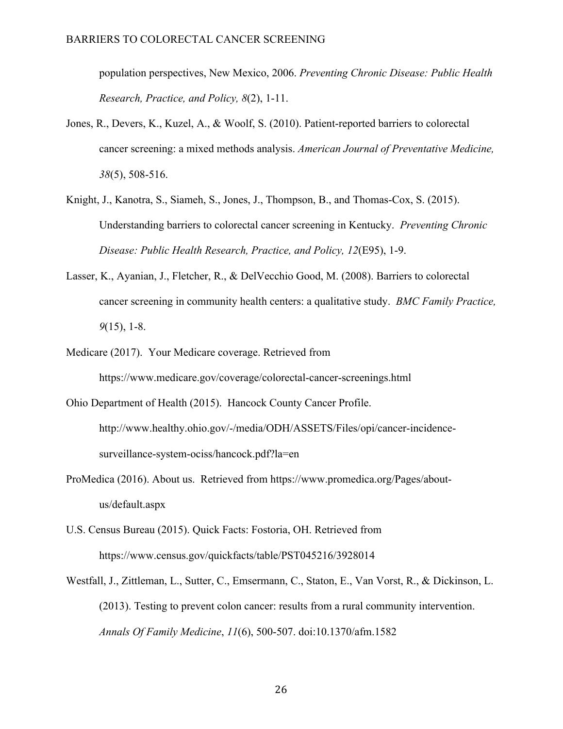population perspectives, New Mexico, 2006. *Preventing Chronic Disease: Public Health Research, Practice, and Policy, 8*(2), 1-11.

Jones, R., Devers, K., Kuzel, A., & Woolf, S. (2010). Patient-reported barriers to colorectal cancer screening: a mixed methods analysis. *American Journal of Preventative Medicine, 38*(5), 508-516.

Knight, J., Kanotra, S., Siameh, S., Jones, J., Thompson, B., and Thomas-Cox, S. (2015). Understanding barriers to colorectal cancer screening in Kentucky. *Preventing Chronic Disease: Public Health Research, Practice, and Policy, 12*(E95), 1-9.

Lasser, K., Ayanian, J., Fletcher, R., & DelVecchio Good, M. (2008). Barriers to colorectal cancer screening in community health centers: a qualitative study. *BMC Family Practice, 9*(15), 1-8.

Medicare (2017). Your Medicare coverage. Retrieved from https://www.medicare.gov/coverage/colorectal-cancer-screenings.html

Ohio Department of Health (2015). Hancock County Cancer Profile. http://www.healthy.ohio.gov/-/media/ODH/ASSETS/Files/opi/cancer-incidence-surveillance-system-ociss/hancock.pdf?la=en

ProMedica (2016). About us. Retrieved from https://www.promedica.org/Pages/about-us/default.aspx

U.S. Census Bureau (2015). Quick Facts: Fostoria, OH. Retrieved from https://www.census.gov/quickfacts/table/PST045216/3928014

Westfall, J., Zittleman, L., Sutter, C., Emsermann, C., Staton, E., Van Vorst, R., & Dickinson, L. (2013). Testing to prevent colon cancer: results from a rural community intervention. *Annals Of Family Medicine*, *11*(6), 500-507. doi:10.1370/afm.1582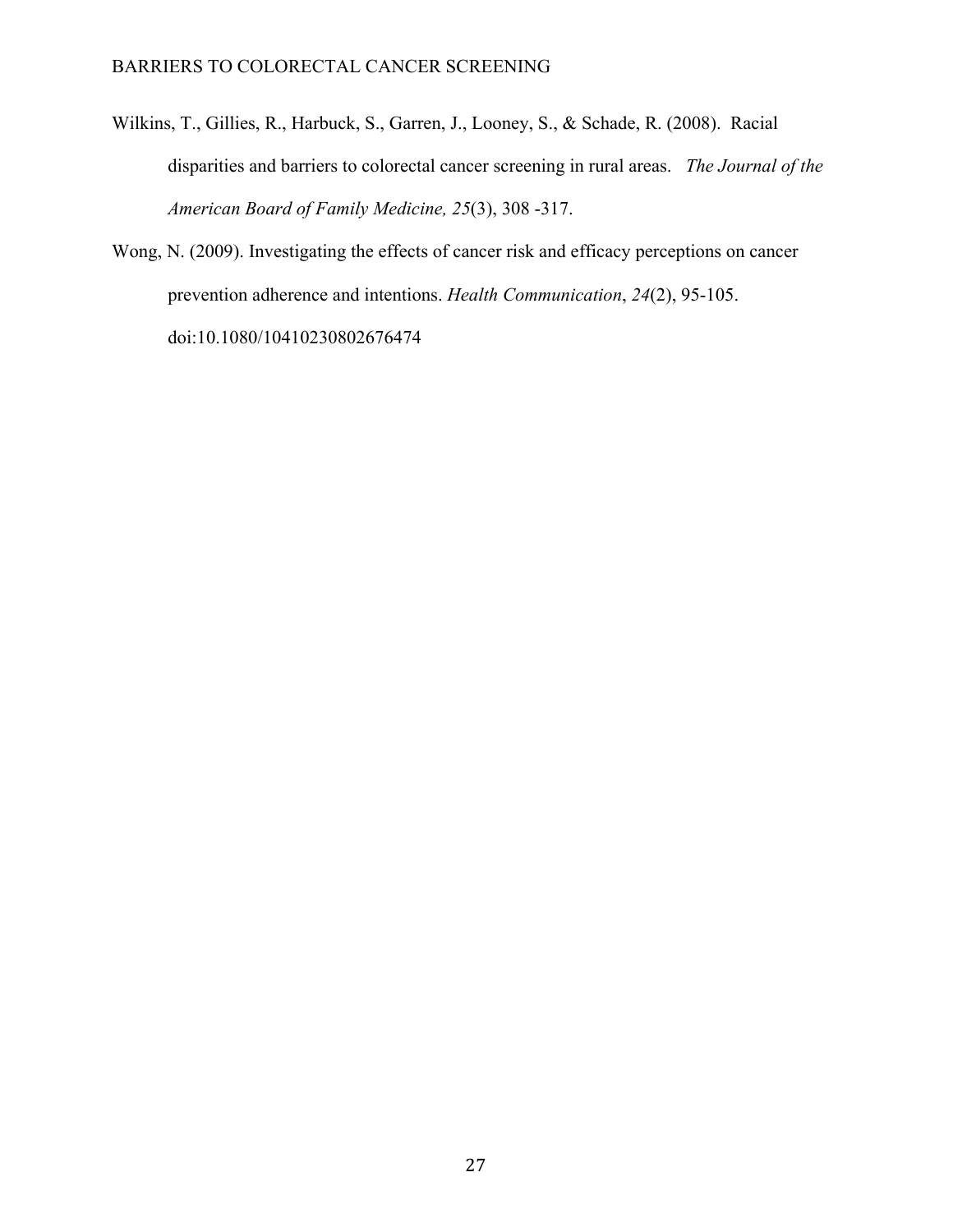Wilkins, T., Gillies, R., Harbuck, S., Garren, J., Looney, S., & Schade, R. (2008). Racial disparities and barriers to colorectal cancer screening in rural areas. *The Journal of the American Board of Family Medicine, 25*(3), 308 -317.

Wong, N. (2009). Investigating the effects of cancer risk and efficacy perceptions on cancer prevention adherence and intentions. *Health Communication*, *24*(2), 95-105. doi:10.1080/10410230802676474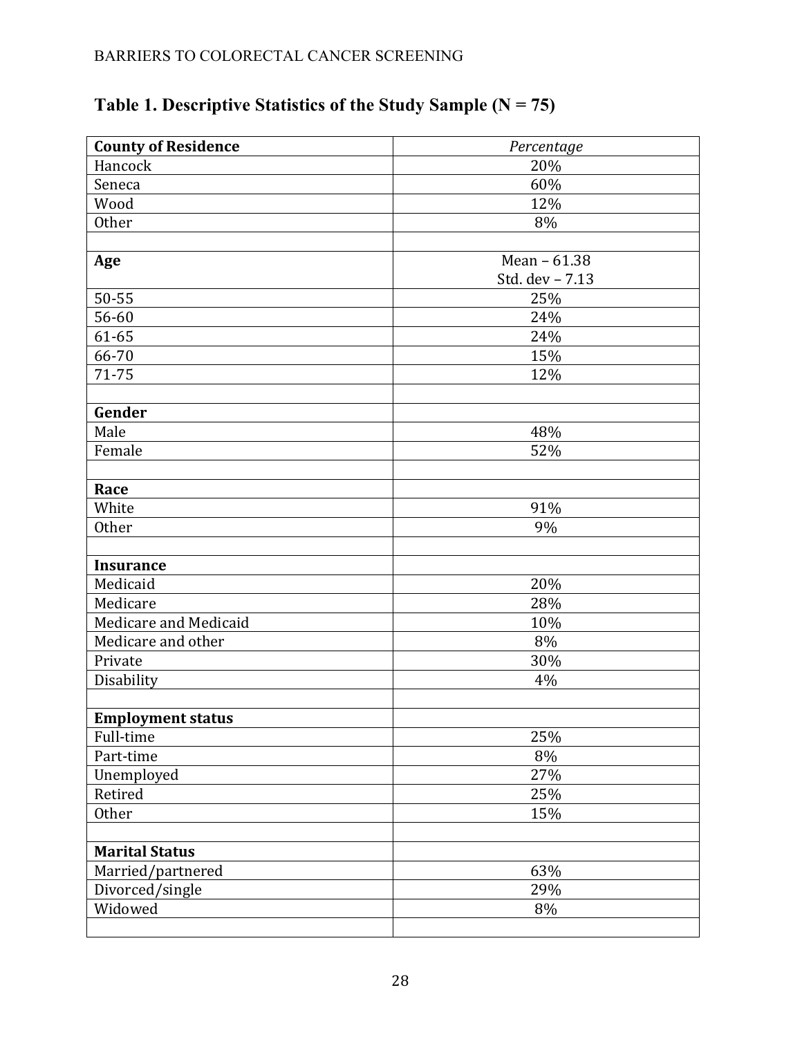**Table 1. Descriptive Statistics of the Study Sample (N = 75)**

| **County of Residence** | *Percentage* |
|---|---|
| Hancock | 20% |
| Seneca | 60% |
| Wood | 12% |
| Other | 8% |
| | |
| **Age** | Mean – 61.38<br>Std. dev – 7.13 |
| 50-55 | 25% |
| 56-60 | 24% |
| 61-65 | 24% |
| 66-70 | 15% |
| 71-75 | 12% |
| | |
| **Gender** | |
| Male | 48% |
| Female | 52% |
| | |
| **Race** | |
| White | 91% |
| Other | 9% |
| | |
| **Insurance** | |
| Medicaid | 20% |
| Medicare | 28% |
| Medicare and Medicaid | 10% |
| Medicare and other | 8% |
| Private | 30% |
| Disability | 4% |
| | |
| **Employment status** | |
| Full-time | 25% |
| Part-time | 8% |
| Unemployed | 27% |
| Retired | 25% |
| Other | 15% |
| | |
| **Marital Status** | |
| Married/partnered | 63% |
| Divorced/single | 29% |
| Widowed | 8% |
| | |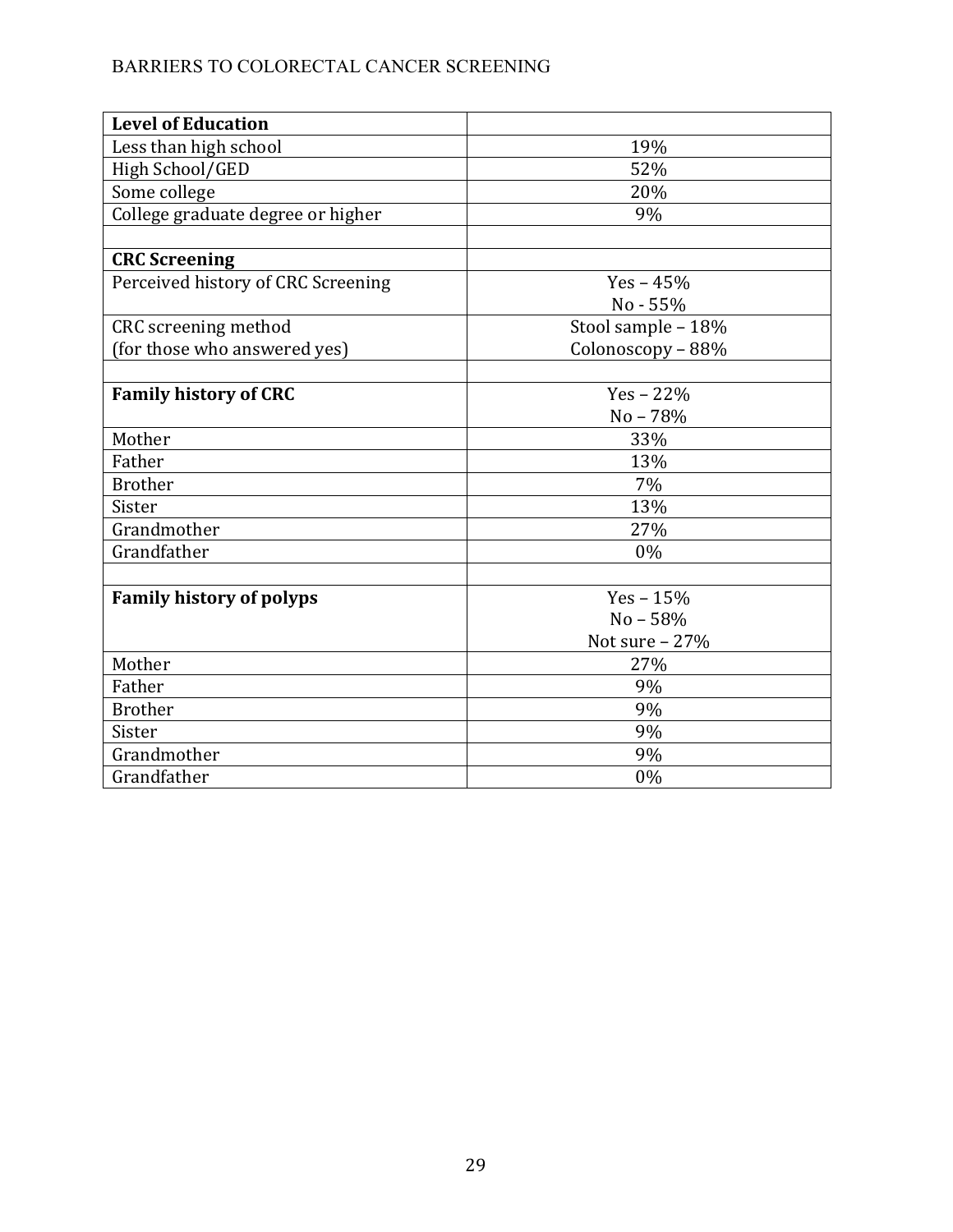| **Level of Education** | |
|---|---|
| Less than high school | 19% |
| High School/GED | 52% |
| Some college | 20% |
| College graduate degree or higher | 9% |
| | |
| **CRC Screening** | |
| Perceived history of CRC Screening | Yes – 45%<br>No - 55% |
| CRC screening method<br>(for those who answered yes) | Stool sample – 18%<br>Colonoscopy – 88% |
| | |
| **Family history of CRC** | Yes – 22%<br>No – 78% |
| Mother | 33% |
| Father | 13% |
| Brother | 7% |
| Sister | 13% |
| Grandmother | 27% |
| Grandfather | 0% |
| | |
| **Family history of polyps** | Yes – 15%<br>No – 58%<br>Not sure – 27% |
| Mother | 27% |
| Father | 9% |
| Brother | 9% |
| Sister | 9% |
| Grandmother | 9% |
| Grandfather | 0% |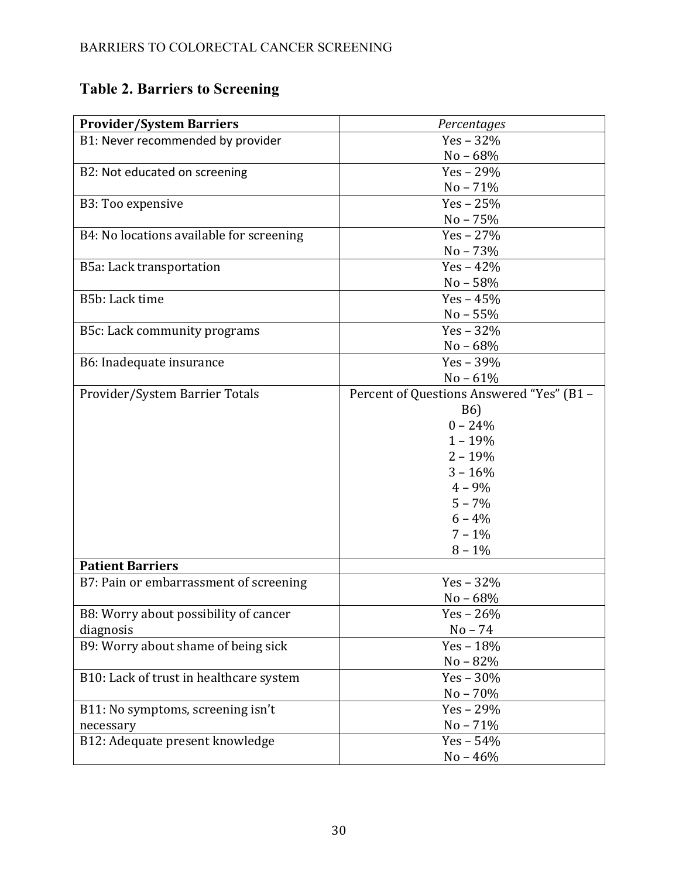## Table 2. Barriers to Screening

| **Provider/System Barriers** | *Percentages* |
|---|---|
| B1: Never recommended by provider | Yes – 32%<br>No – 68% |
| B2: Not educated on screening | Yes – 29%<br>No – 71% |
| B3: Too expensive | Yes – 25%<br>No – 75% |
| B4: No locations available for screening | Yes – 27%<br>No – 73% |
| B5a: Lack transportation | Yes – 42%<br>No – 58% |
| B5b: Lack time | Yes – 45%<br>No – 55% |
| B5c: Lack community programs | Yes – 32%<br>No – 68% |
| B6: Inadequate insurance | Yes – 39%<br>No – 61% |
| Provider/System Barrier Totals | Percent of Questions Answered "Yes" (B1 – B6)<br>0 – 24%<br>1 – 19%<br>2 – 19%<br>3 – 16%<br>4 – 9%<br>5 – 7%<br>6 – 4%<br>7 – 1%<br>8 – 1% |
| **Patient Barriers** | |
| B7: Pain or embarrassment of screening | Yes – 32%<br>No – 68% |
| B8: Worry about possibility of cancer diagnosis | Yes – 26%<br>No – 74 |
| B9: Worry about shame of being sick | Yes – 18%<br>No – 82% |
| B10: Lack of trust in healthcare system | Yes – 30%<br>No – 70% |
| B11: No symptoms, screening isn't necessary | Yes – 29%<br>No – 71% |
| B12: Adequate present knowledge | Yes – 54%<br>No – 46% |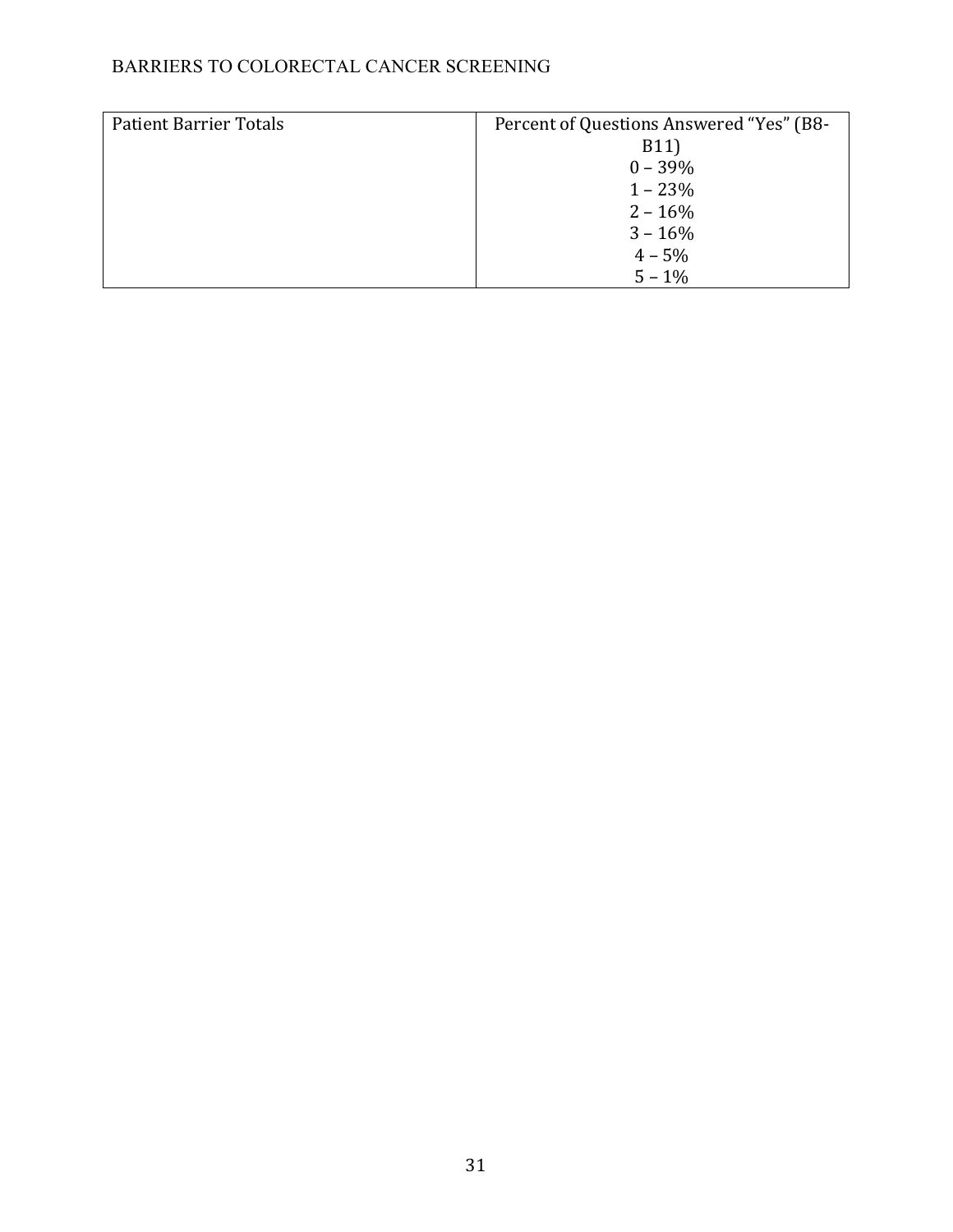| Patient Barrier Totals | Percent of Questions Answered "Yes" (B8-B11)<br>0 – 39%<br>1 – 23%<br>2 – 16%<br>3 – 16%<br>4 – 5%<br>5 – 1% |
|---|---|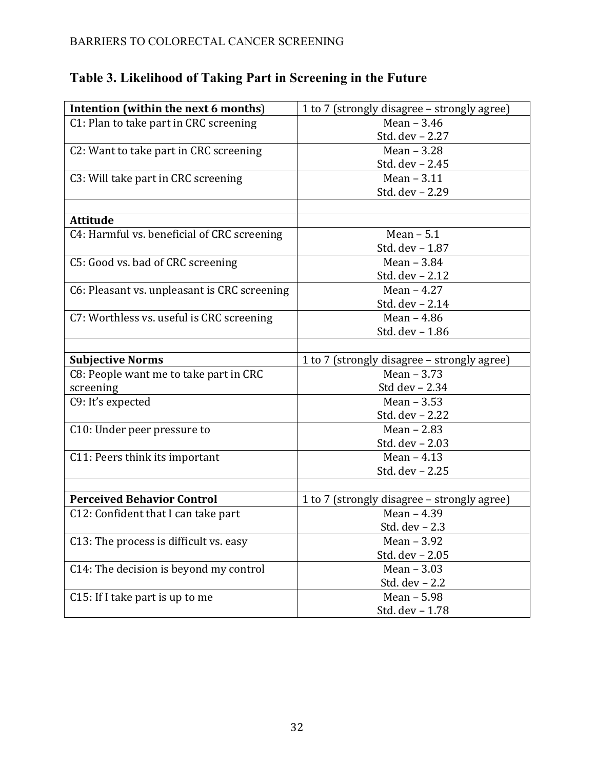**Table 3. Likelihood of Taking Part in Screening in the Future**

| **Intention (within the next 6 months)** | 1 to 7 (strongly disagree – strongly agree) |
|---|---|
| C1: Plan to take part in CRC screening | Mean – 3.46<br>Std. dev – 2.27 |
| C2: Want to take part in CRC screening | Mean – 3.28<br>Std. dev – 2.45 |
| C3: Will take part in CRC screening | Mean – 3.11<br>Std. dev – 2.29 |
| | |
| **Attitude** | |
| C4: Harmful vs. beneficial of CRC screening | Mean – 5.1<br>Std. dev – 1.87 |
| C5: Good vs. bad of CRC screening | Mean – 3.84<br>Std. dev – 2.12 |
| C6: Pleasant vs. unpleasant is CRC screening | Mean – 4.27<br>Std. dev – 2.14 |
| C7: Worthless vs. useful is CRC screening | Mean – 4.86<br>Std. dev – 1.86 |
| | |
| **Subjective Norms** | 1 to 7 (strongly disagree – strongly agree) |
| C8: People want me to take part in CRC screening | Mean – 3.73<br>Std dev – 2.34 |
| C9: It's expected | Mean – 3.53<br>Std. dev – 2.22 |
| C10: Under peer pressure to | Mean – 2.83<br>Std. dev – 2.03 |
| C11: Peers think its important | Mean – 4.13<br>Std. dev – 2.25 |
| | |
| **Perceived Behavior Control** | 1 to 7 (strongly disagree – strongly agree) |
| C12: Confident that I can take part | Mean – 4.39<br>Std. dev – 2.3 |
| C13: The process is difficult vs. easy | Mean – 3.92<br>Std. dev – 2.05 |
| C14: The decision is beyond my control | Mean – 3.03<br>Std. dev – 2.2 |
| C15: If I take part is up to me | Mean – 5.98<br>Std. dev – 1.78 |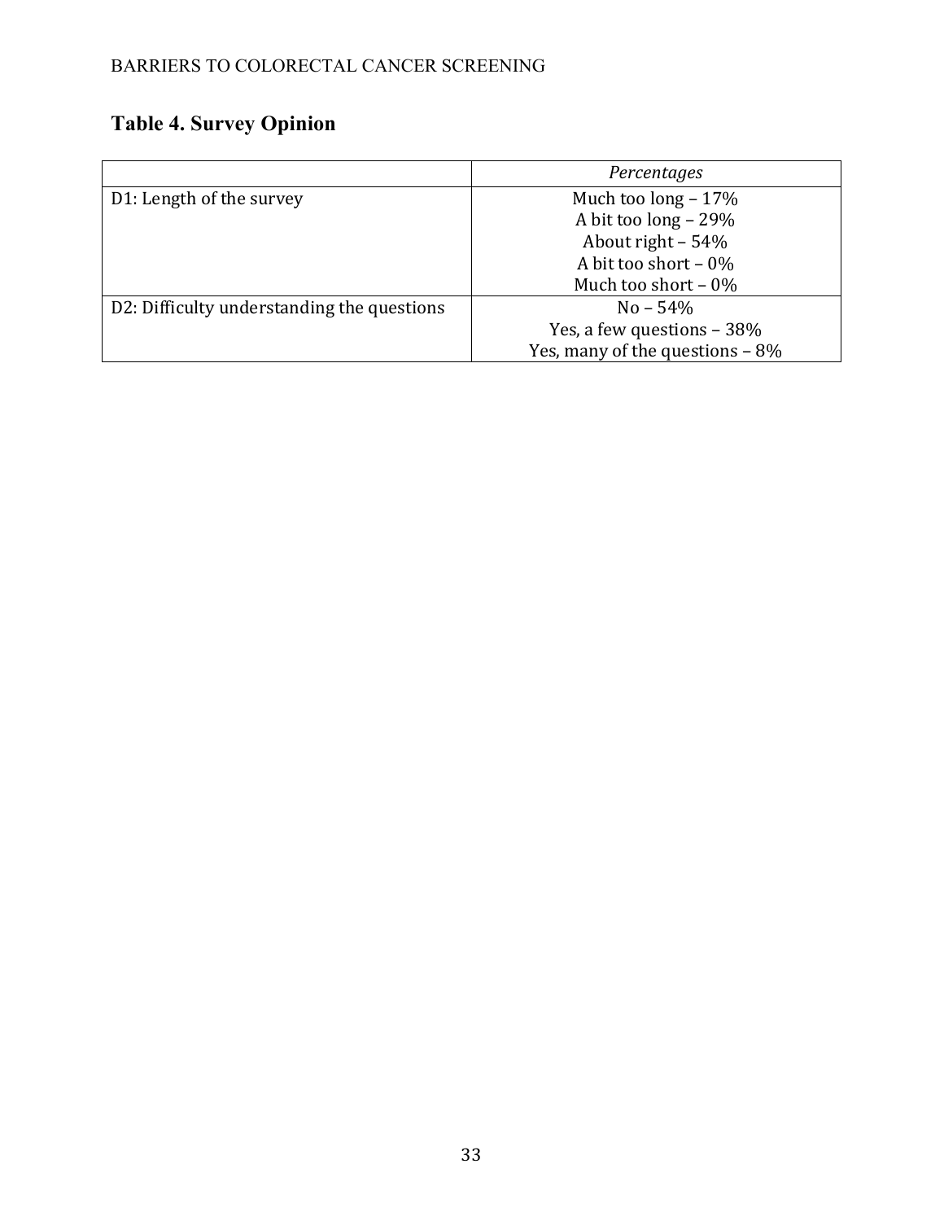## Table 4. Survey Opinion

| | *Percentages* |
|---|---|
| D1: Length of the survey | Much too long – 17%<br>A bit too long – 29%<br>About right – 54%<br>A bit too short – 0%<br>Much too short – 0% |
| D2: Difficulty understanding the questions | No – 54%<br>Yes, a few questions – 38%<br>Yes, many of the questions – 8% |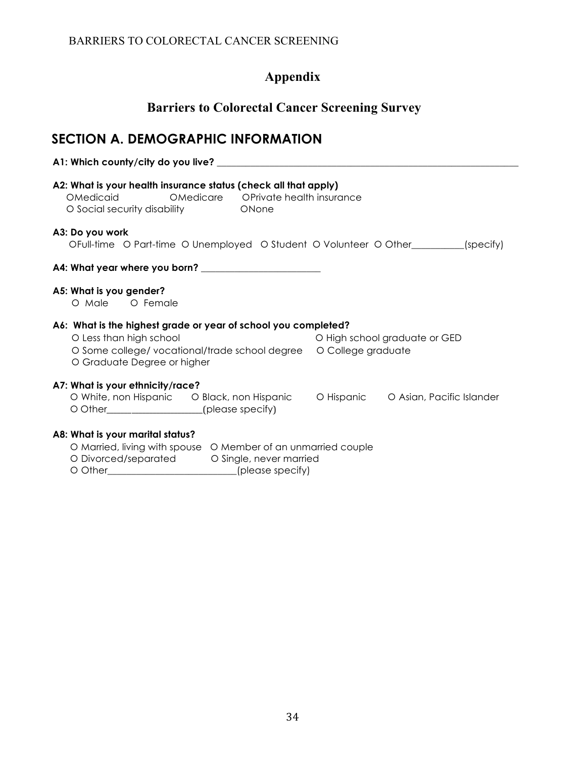# Appendix

## Barriers to Colorectal Cancer Screening Survey

## SECTION A. DEMOGRAPHIC INFORMATION

**A1: Which county/city do you live?** ________________________________________________

**A2: What is your health insurance status (check all that apply)**
O Medicaid    O Medicare    O Private health insurance
O Social security disability    O None

**A3: Do you work**
O Full-time  O Part-time  O Unemployed  O Student  O Volunteer  O Other__________(specify)

**A4: What year where you born?** ______________________

**A5: What is you gender?**
O Male    O Female

**A6: What is the highest grade or year of school you completed?**
O Less than high school    O High school graduate or GED
O Some college/ vocational/trade school degree    O College graduate
O Graduate Degree or higher

**A7: What is your ethnicity/race?**
O White, non Hispanic    O Black, non Hispanic    O Hispanic    O Asian, Pacific Islander
O Other___________________(please specify)

**A8: What is your marital status?**
O Married, living with spouse  O Member of an unmarried couple
O Divorced/separated    O Single, never married
O Other_________________________(please specify)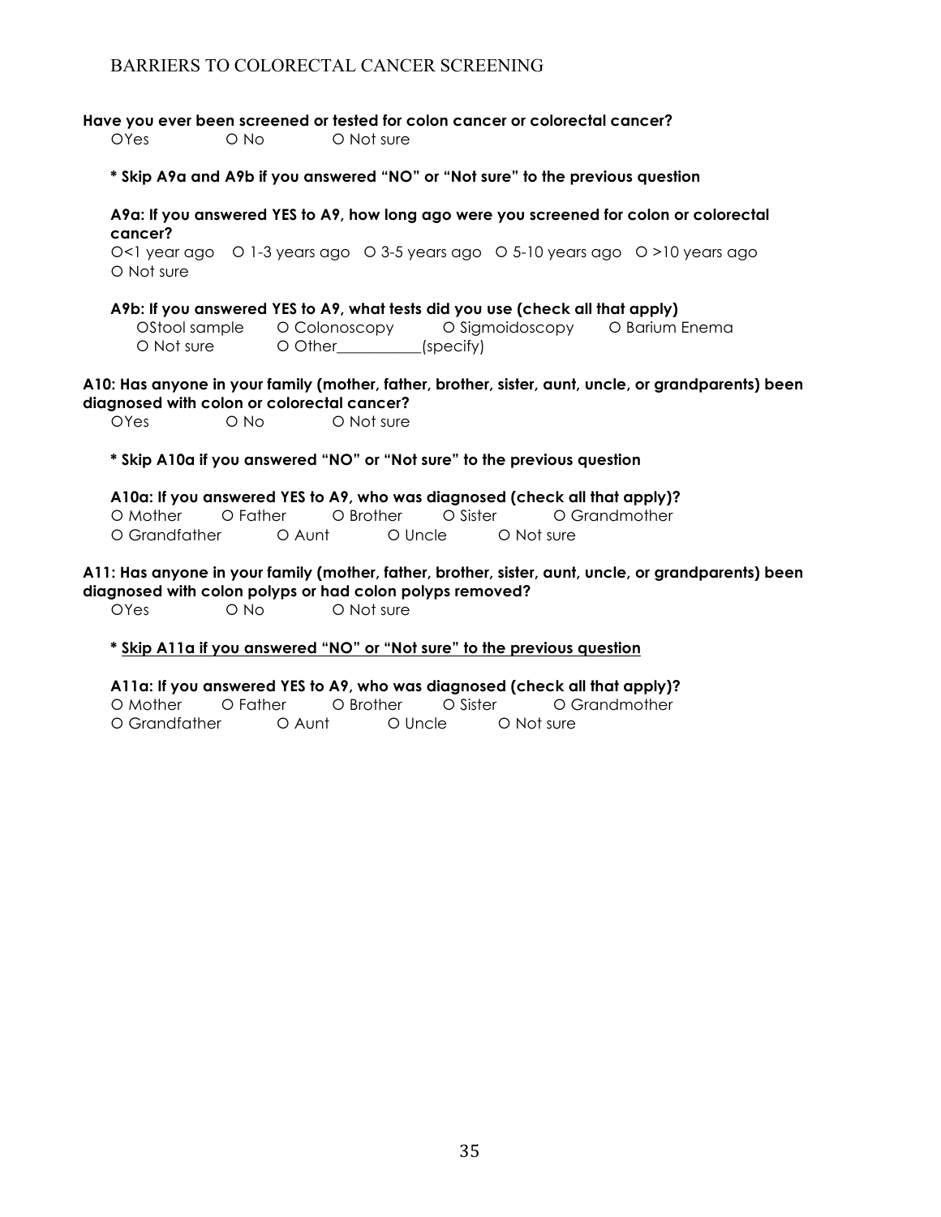**Have you ever been screened or tested for colon cancer or colorectal cancer?**

O Yes O No O Not sure

**\* Skip A9a and A9b if you answered "NO" or "Not sure" to the previous question**

**A9a: If you answered YES to A9, how long ago were you screened for colon or colorectal cancer?**

O <1 year ago O 1-3 years ago O 3-5 years ago O 5-10 years ago O >10 years ago O Not sure

**A9b: If you answered YES to A9, what tests did you use (check all that apply)**

O Stool sample O Colonoscopy O Sigmoidoscopy O Barium Enema O Not sure O Other___________(specify)

**A10: Has anyone in your family (mother, father, brother, sister, aunt, uncle, or grandparents) been diagnosed with colon or colorectal cancer?**

O Yes O No O Not sure

**\* Skip A10a if you answered "NO" or "Not sure" to the previous question**

**A10a: If you answered YES to A9, who was diagnosed (check all that apply)?**

O Mother O Father O Brother O Sister O Grandmother O Grandfather O Aunt O Uncle O Not sure

**A11: Has anyone in your family (mother, father, brother, sister, aunt, uncle, or grandparents) been diagnosed with colon polyps or had colon polyps removed?**

O Yes O No O Not sure

**\* <u>Skip A11a if you answered "NO" or "Not sure" to the previous question</u>**

**A11a: If you answered YES to A9, who was diagnosed (check all that apply)?**

O Mother O Father O Brother O Sister O Grandmother O Grandfather O Aunt O Uncle O Not sure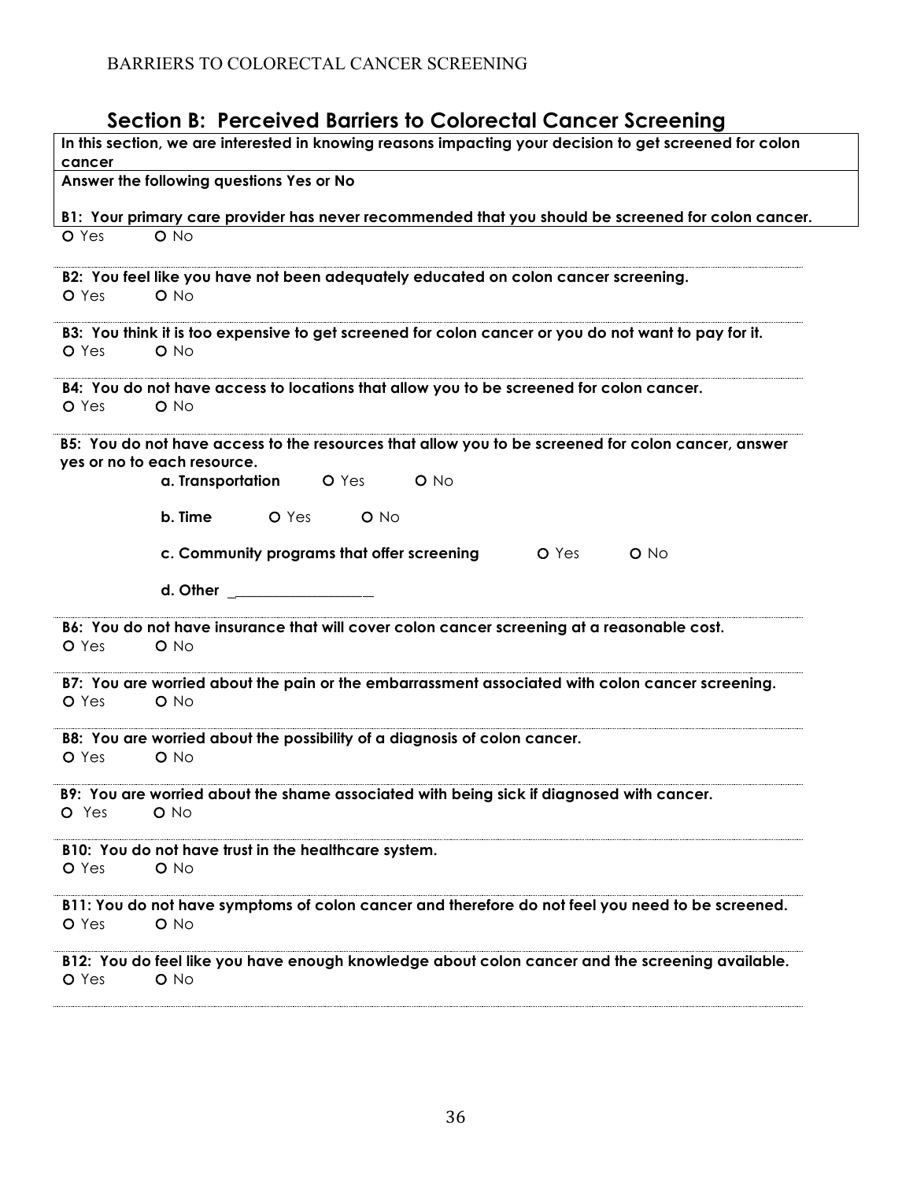## Section B: Perceived Barriers to Colorectal Cancer Screening

**In this section, we are interested in knowing reasons impacting your decision to get screened for colon cancer**

**Answer the following questions Yes or No**

**B1: Your primary care provider has never recommended that you should be screened for colon cancer.**
O Yes O No

**B2: You feel like you have not been adequately educated on colon cancer screening.**
O Yes O No

**B3: You think it is too expensive to get screened for colon cancer or you do not want to pay for it.**
O Yes O No

**B4: You do not have access to locations that allow you to be screened for colon cancer.**
O Yes O No

**B5: You do not have access to the resources that allow you to be screened for colon cancer, answer yes or no to each resource.**

**a. Transportation** O Yes O No

**b. Time** O Yes O No

**c. Community programs that offer screening** O Yes O No

**d. Other** ____________________

**B6: You do not have insurance that will cover colon cancer screening at a reasonable cost.**
O Yes O No

**B7: You are worried about the pain or the embarrassment associated with colon cancer screening.**
O Yes O No

**B8: You are worried about the possibility of a diagnosis of colon cancer.**
O Yes O No

**B9: You are worried about the shame associated with being sick if diagnosed with cancer.**
O Yes O No

**B10: You do not have trust in the healthcare system.**
O Yes O No

**B11: You do not have symptoms of colon cancer and therefore do not feel you need to be screened.**
O Yes O No

**B12: You do feel like you have enough knowledge about colon cancer and the screening available.**
O Yes O No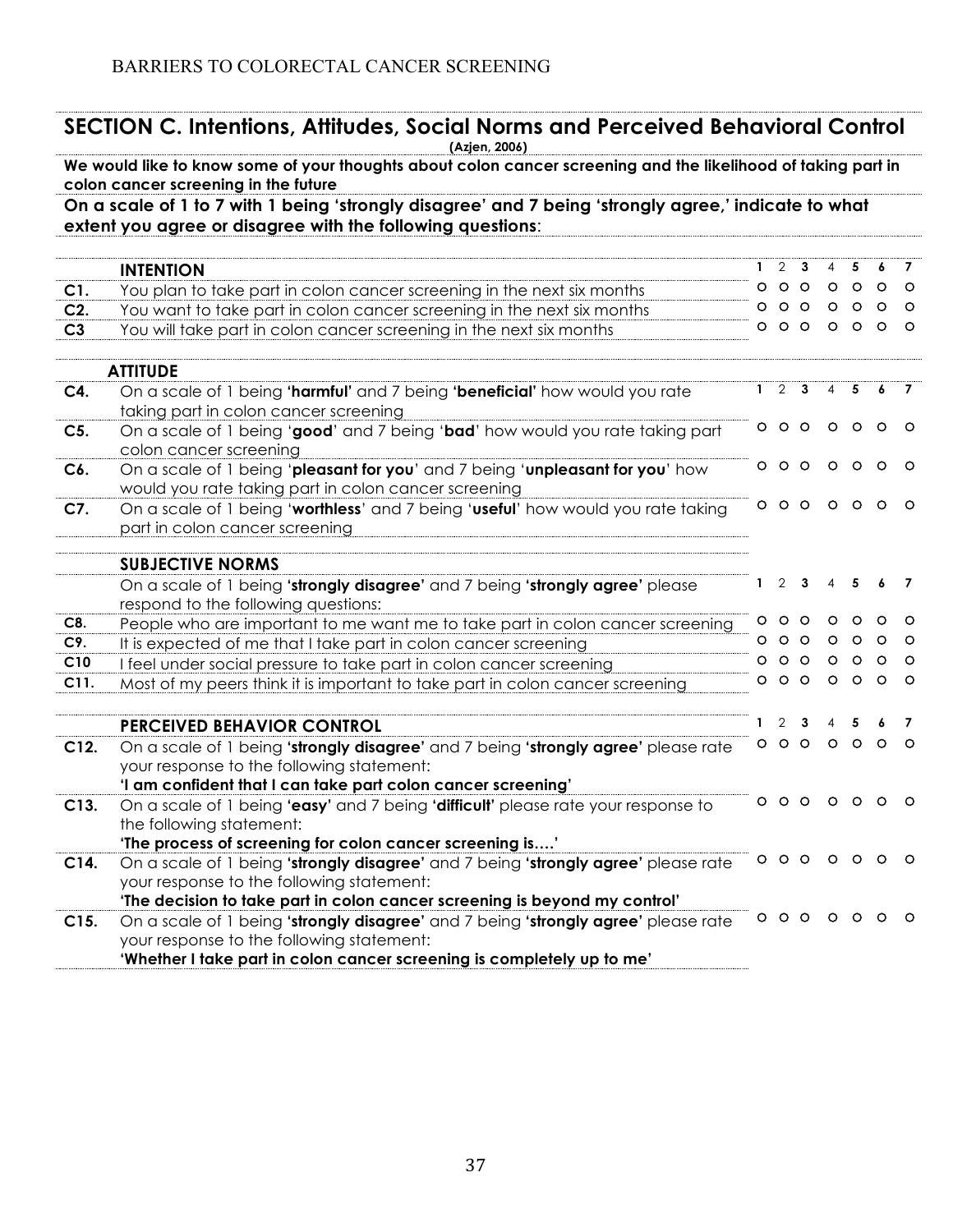## SECTION C. Intentions, Attitudes, Social Norms and Perceived Behavioral Control

(Azjen, 2006)

**We would like to know some of your thoughts about colon cancer screening and the likelihood of taking part in colon cancer screening in the future**

**On a scale of 1 to 7 with 1 being 'strongly disagree' and 7 being 'strongly agree,' indicate to what extent you agree or disagree with the following questions**:

| | **INTENTION** | 1 | 2 | 3 | 4 | 5 | 6 | 7 |
|---|---|---|---|---|---|---|---|---|
| **C1.** | You plan to take part in colon cancer screening in the next six months | o | o | o | o | o | o | o |
| **C2.** | You want to take part in colon cancer screening in the next six months | o | o | o | o | o | o | o |
| **C3** | You will take part in colon cancer screening in the next six months | o | o | o | o | o | o | o |
| | **ATTITUDE** | 1 | 2 | 3 | 4 | 5 | 6 | 7 |
| **C4.** | On a scale of 1 being **'harmful'** and 7 being **'beneficial'** how would you rate taking part in colon cancer screening | | | | | | | |
| **C5.** | On a scale of 1 being '**good**' and 7 being '**bad**' how would you rate taking part colon cancer screening | o | o | o | o | o | o | o |
| **C6.** | On a scale of 1 being '**pleasant for you**' and 7 being '**unpleasant for you**' how would you rate taking part in colon cancer screening | o | o | o | o | o | o | o |
| **C7.** | On a scale of 1 being '**worthless**' and 7 being '**useful**' how would you rate taking part in colon cancer screening | o | o | o | o | o | o | o |
| | **SUBJECTIVE NORMS** | | | | | | | |
| | On a scale of 1 being **'strongly disagree'** and 7 being **'strongly agree'** please respond to the following questions: | 1 | 2 | 3 | 4 | 5 | 6 | 7 |
| **C8.** | People who are important to me want me to take part in colon cancer screening | o | o | o | o | o | o | o |
| **C9.** | It is expected of me that I take part in colon cancer screening | o | o | o | o | o | o | o |
| **C10** | I feel under social pressure to take part in colon cancer screening | o | o | o | o | o | o | o |
| **C11.** | Most of my peers think it is important to take part in colon cancer screening | o | o | o | o | o | o | o |
| | **PERCEIVED BEHAVIOR CONTROL** | 1 | 2 | 3 | 4 | 5 | 6 | 7 |
| **C12.** | On a scale of 1 being **'strongly disagree'** and 7 being **'strongly agree'** please rate your response to the following statement: **'I am confident that I can take part colon cancer screening'** | o | o | o | o | o | o | o |
| **C13.** | On a scale of 1 being **'easy'** and 7 being **'difficult'** please rate your response to the following statement: **'The process of screening for colon cancer screening is….'** | o | o | o | o | o | o | o |
| **C14.** | On a scale of 1 being **'strongly disagree'** and 7 being **'strongly agree'** please rate your response to the following statement: **'The decision to take part in colon cancer screening is beyond my control'** | o | o | o | o | o | o | o |
| **C15.** | On a scale of 1 being **'strongly disagree'** and 7 being **'strongly agree'** please rate your response to the following statement: **'Whether I take part in colon cancer screening is completely up to me'** | o | o | o | o | o | o | o |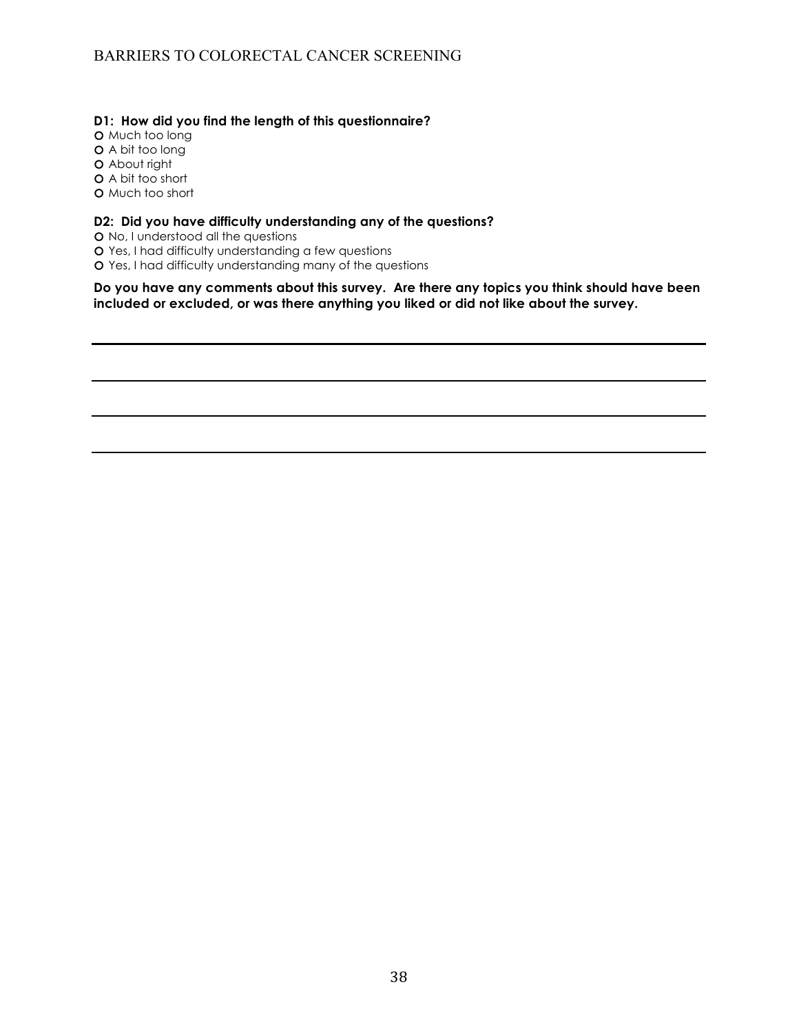**D1: How did you find the length of this questionnaire?**

- O Much too long
- O A bit too long
- O About right
- O A bit too short
- O Much too short

**D2: Did you have difficulty understanding any of the questions?**

- O No, I understood all the questions
- O Yes, I had difficulty understanding a few questions
- O Yes, I had difficulty understanding many of the questions

**Do you have any comments about this survey. Are there any topics you think should have been included or excluded, or was there anything you liked or did not like about the survey.**

______________________________________________________________________

______________________________________________________________________

______________________________________________________________________

______________________________________________________________________